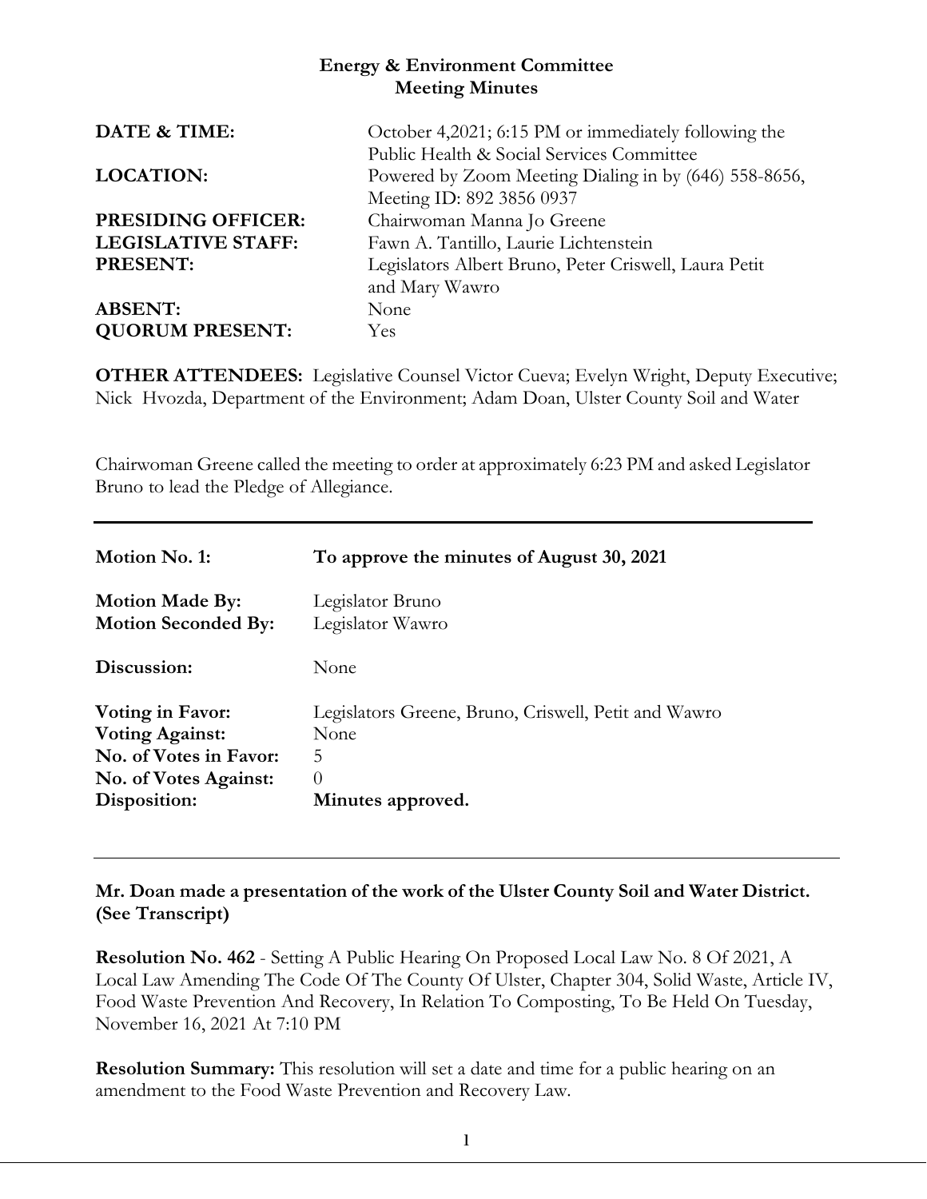# Energy & Environment Committee
## Meeting Minutes

| | |
|---|---|
| **DATE & TIME:** | October 4,2021; 6:15 PM or immediately following the Public Health & Social Services Committee |
| **LOCATION:** | Powered by Zoom Meeting Dialing in by (646) 558-8656, Meeting ID: 892 3856 0937 |
| **PRESIDING OFFICER:** | Chairwoman Manna Jo Greene |
| **LEGISLATIVE STAFF:** | Fawn A. Tantillo, Laurie Lichtenstein |
| **PRESENT:** | Legislators Albert Bruno, Peter Criswell, Laura Petit and Mary Wawro |
| **ABSENT:** | None |
| **QUORUM PRESENT:** | Yes |

**OTHER ATTENDEES:** Legislative Counsel Victor Cueva; Evelyn Wright, Deputy Executive; Nick Hvozda, Department of the Environment; Adam Doan, Ulster County Soil and Water

Chairwoman Greene called the meeting to order at approximately 6:23 PM and asked Legislator Bruno to lead the Pledge of Allegiance.

---

| | |
|---|---|
| **Motion No. 1:** | **To approve the minutes of August 30, 2021** |
| **Motion Made By:** | Legislator Bruno |
| **Motion Seconded By:** | Legislator Wawro |
| **Discussion:** | None |
| **Voting in Favor:** | Legislators Greene, Bruno, Criswell, Petit and Wawro |
| **Voting Against:** | None |
| **No. of Votes in Favor:** | 5 |
| **No. of Votes Against:** | 0 |
| **Disposition:** | **Minutes approved.** |

---

**Mr. Doan made a presentation of the work of the Ulster County Soil and Water District. (See Transcript)**

**Resolution No. 462** - Setting A Public Hearing On Proposed Local Law No. 8 Of 2021, A Local Law Amending The Code Of The County Of Ulster, Chapter 304, Solid Waste, Article IV, Food Waste Prevention And Recovery, In Relation To Composting, To Be Held On Tuesday, November 16, 2021 At 7:10 PM

**Resolution Summary:** This resolution will set a date and time for a public hearing on an amendment to the Food Waste Prevention and Recovery Law.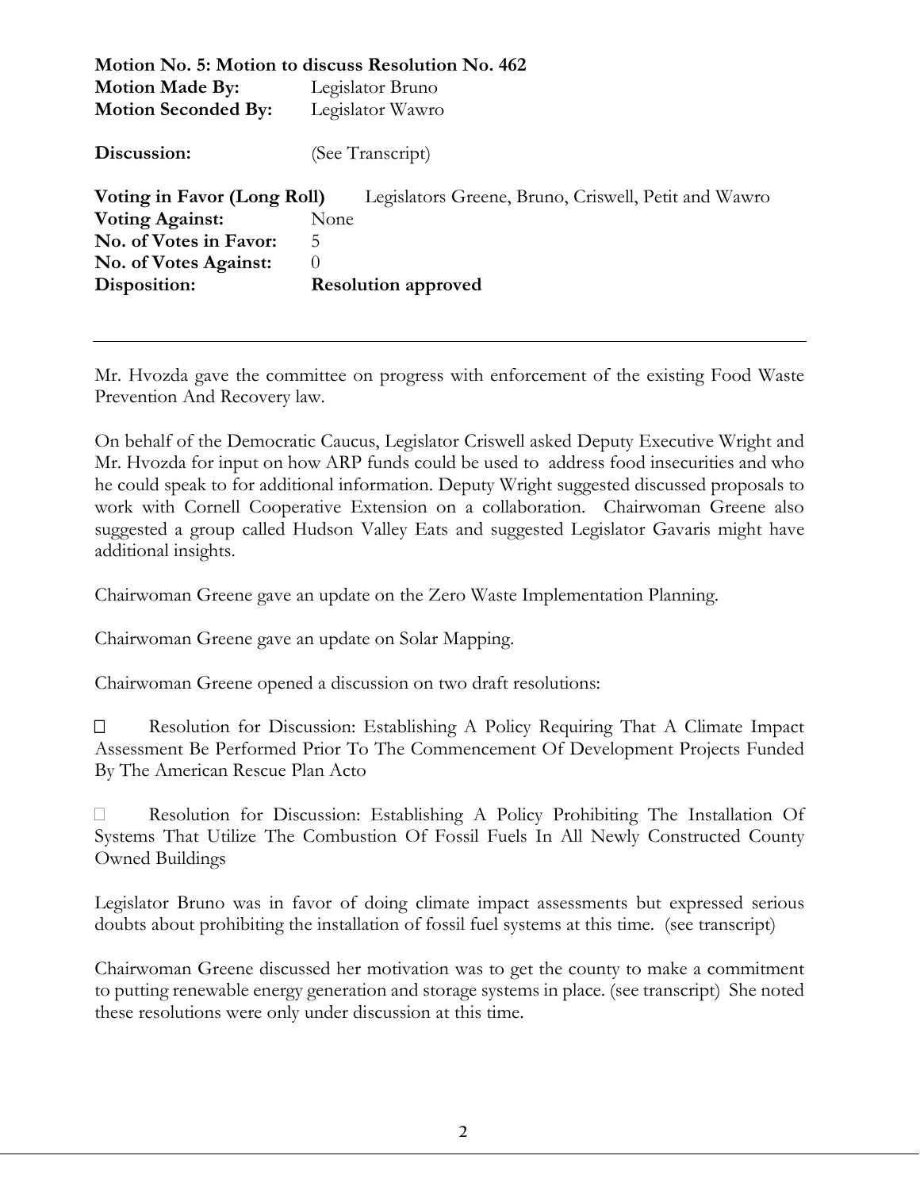**Motion No. 5: Motion to discuss Resolution No. 462**
**Motion Made By:** Legislator Bruno
**Motion Seconded By:** Legislator Wawro

**Discussion:** (See Transcript)

**Voting in Favor (Long Roll)** Legislators Greene, Bruno, Criswell, Petit and Wawro
**Voting Against:** None
**No. of Votes in Favor:** 5
**No. of Votes Against:** 0
**Disposition:** **Resolution approved**

---

Mr. Hvozda gave the committee on progress with enforcement of the existing Food Waste Prevention And Recovery law.

On behalf of the Democratic Caucus, Legislator Criswell asked Deputy Executive Wright and Mr. Hvozda for input on how ARP funds could be used to address food insecurities and who he could speak to for additional information. Deputy Wright suggested discussed proposals to work with Cornell Cooperative Extension on a collaboration. Chairwoman Greene also suggested a group called Hudson Valley Eats and suggested Legislator Gavaris might have additional insights.

Chairwoman Greene gave an update on the Zero Waste Implementation Planning.

Chairwoman Greene gave an update on Solar Mapping.

Chairwoman Greene opened a discussion on two draft resolutions:

- Resolution for Discussion: Establishing A Policy Requiring That A Climate Impact Assessment Be Performed Prior To The Commencement Of Development Projects Funded By The American Rescue Plan Acto
- Resolution for Discussion: Establishing A Policy Prohibiting The Installation Of Systems That Utilize The Combustion Of Fossil Fuels In All Newly Constructed County Owned Buildings

Legislator Bruno was in favor of doing climate impact assessments but expressed serious doubts about prohibiting the installation of fossil fuel systems at this time. (see transcript)

Chairwoman Greene discussed her motivation was to get the county to make a commitment to putting renewable energy generation and storage systems in place. (see transcript) She noted these resolutions were only under discussion at this time.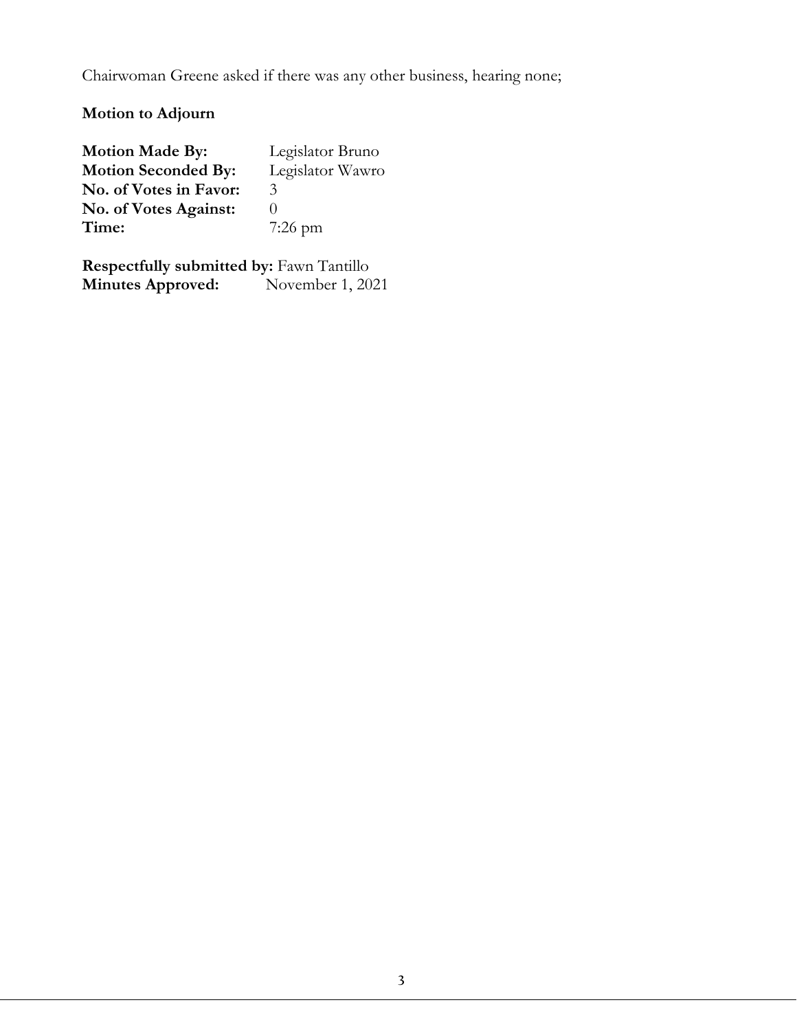Chairwoman Greene asked if there was any other business, hearing none;

**Motion to Adjourn**

**Motion Made By:** Legislator Bruno
**Motion Seconded By:** Legislator Wawro
**No. of Votes in Favor:** 3
**No. of Votes Against:** 0
**Time:** 7:26 pm

**Respectfully submitted by:** Fawn Tantillo
**Minutes Approved:** November 1, 2021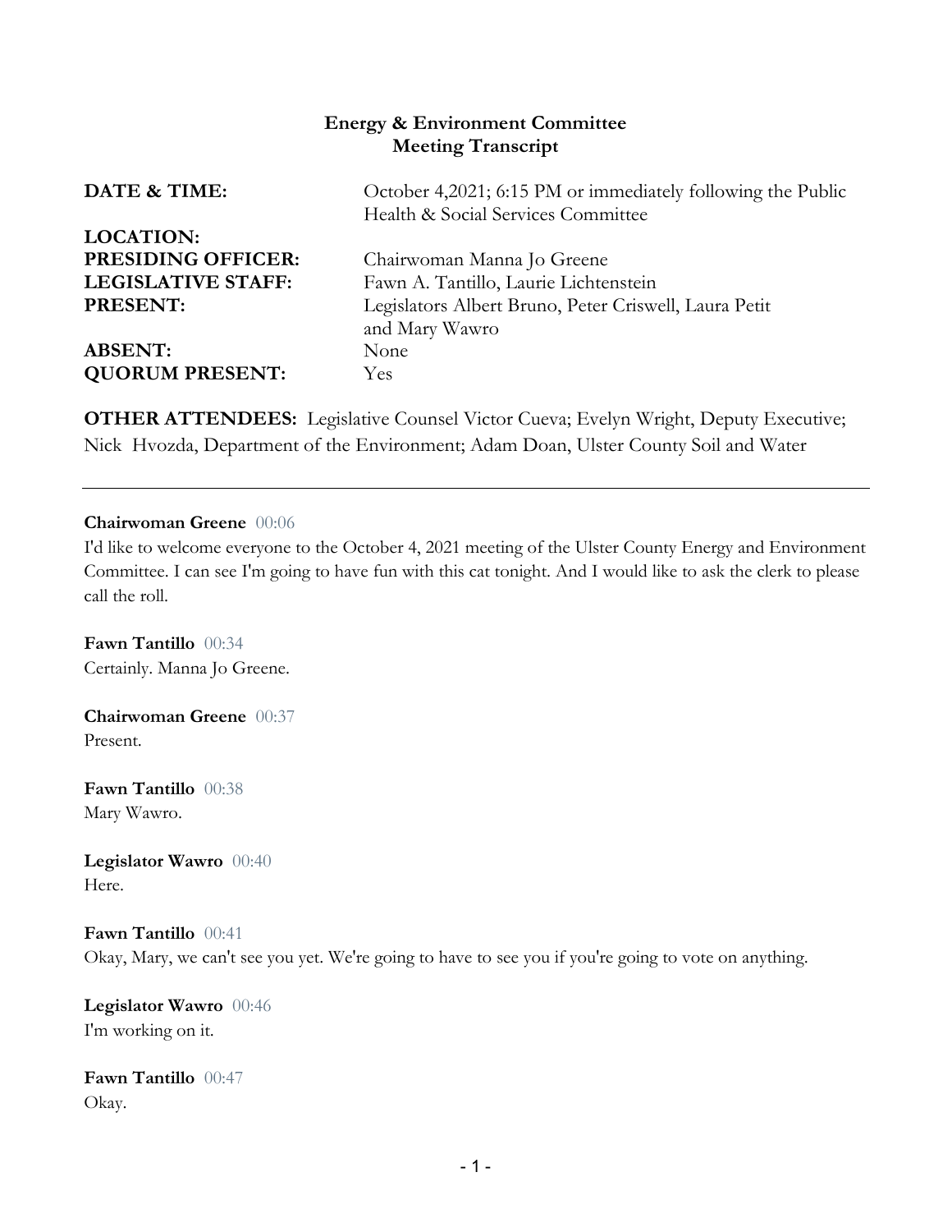**Energy & Environment Committee**
**Meeting Transcript**

| | |
|---|---|
| **DATE & TIME:** | October 4,2021; 6:15 PM or immediately following the Public Health & Social Services Committee |
| **LOCATION:** | |
| **PRESIDING OFFICER:** | Chairwoman Manna Jo Greene |
| **LEGISLATIVE STAFF:** | Fawn A. Tantillo, Laurie Lichtenstein |
| **PRESENT:** | Legislators Albert Bruno, Peter Criswell, Laura Petit and Mary Wawro |
| **ABSENT:** | None |
| **QUORUM PRESENT:** | Yes |

**OTHER ATTENDEES:** Legislative Counsel Victor Cueva; Evelyn Wright, Deputy Executive; Nick Hvozda, Department of the Environment; Adam Doan, Ulster County Soil and Water

---

**Chairwoman Greene** 00:06
I'd like to welcome everyone to the October 4, 2021 meeting of the Ulster County Energy and Environment Committee. I can see I'm going to have fun with this cat tonight. And I would like to ask the clerk to please call the roll.

**Fawn Tantillo** 00:34
Certainly. Manna Jo Greene.

**Chairwoman Greene** 00:37
Present.

**Fawn Tantillo** 00:38
Mary Wawro.

**Legislator Wawro** 00:40
Here.

**Fawn Tantillo** 00:41
Okay, Mary, we can't see you yet. We're going to have to see you if you're going to vote on anything.

**Legislator Wawro** 00:46
I'm working on it.

**Fawn Tantillo** 00:47
Okay.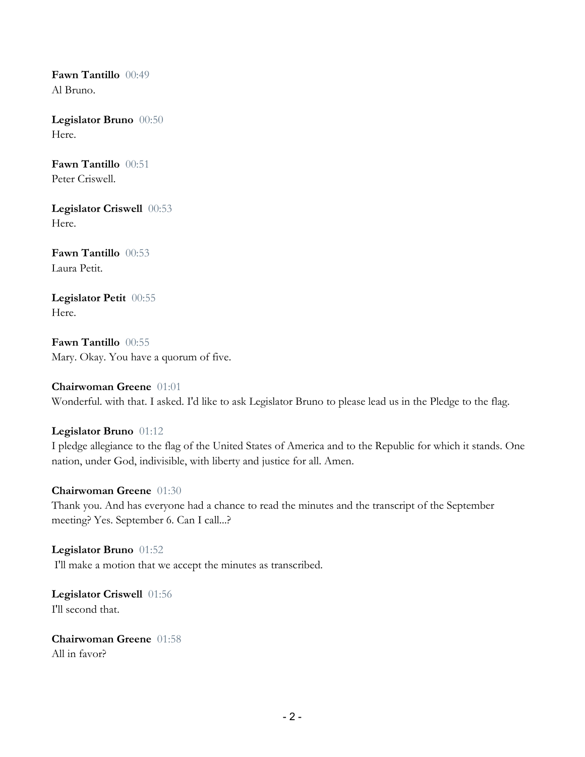**Fawn Tantillo** 00:49
Al Bruno.

**Legislator Bruno** 00:50
Here.

**Fawn Tantillo** 00:51
Peter Criswell.

**Legislator Criswell** 00:53
Here.

**Fawn Tantillo** 00:53
Laura Petit.

**Legislator Petit** 00:55
Here.

**Fawn Tantillo** 00:55
Mary. Okay. You have a quorum of five.

**Chairwoman Greene** 01:01
Wonderful. with that. I asked. I'd like to ask Legislator Bruno to please lead us in the Pledge to the flag.

**Legislator Bruno** 01:12
I pledge allegiance to the flag of the United States of America and to the Republic for which it stands. One nation, under God, indivisible, with liberty and justice for all. Amen.

**Chairwoman Greene** 01:30
Thank you. And has everyone had a chance to read the minutes and the transcript of the September meeting? Yes. September 6. Can I call...?

**Legislator Bruno** 01:52
I'll make a motion that we accept the minutes as transcribed.

**Legislator Criswell** 01:56
I'll second that.

**Chairwoman Greene** 01:58
All in favor?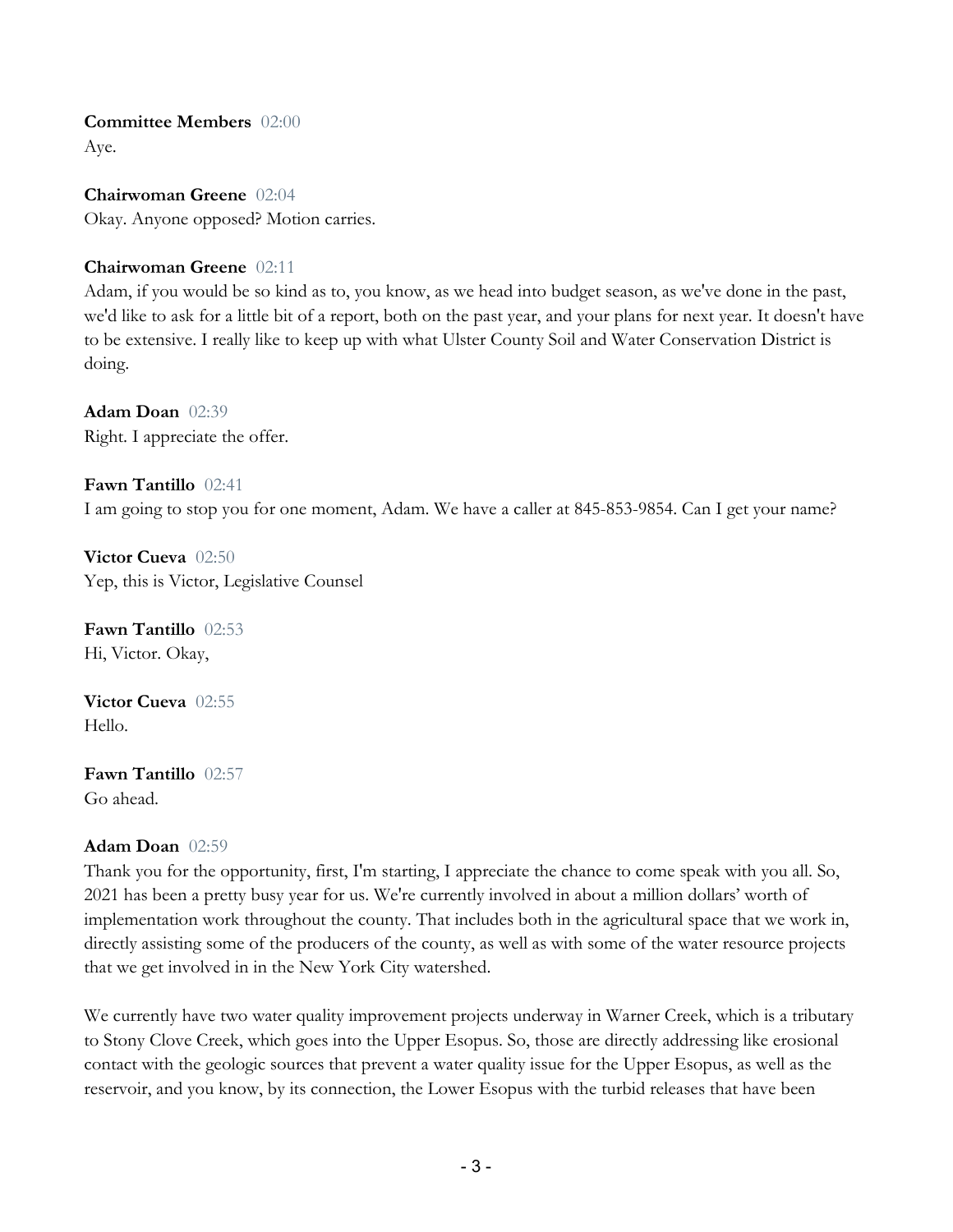**Committee Members** 02:00
Aye.

**Chairwoman Greene** 02:04
Okay. Anyone opposed? Motion carries.

**Chairwoman Greene** 02:11
Adam, if you would be so kind as to, you know, as we head into budget season, as we've done in the past, we'd like to ask for a little bit of a report, both on the past year, and your plans for next year. It doesn't have to be extensive. I really like to keep up with what Ulster County Soil and Water Conservation District is doing.

**Adam Doan** 02:39
Right. I appreciate the offer.

**Fawn Tantillo** 02:41
I am going to stop you for one moment, Adam. We have a caller at 845-853-9854. Can I get your name?

**Victor Cueva** 02:50
Yep, this is Victor, Legislative Counsel

**Fawn Tantillo** 02:53
Hi, Victor. Okay,

**Victor Cueva** 02:55
Hello.

**Fawn Tantillo** 02:57
Go ahead.

**Adam Doan** 02:59
Thank you for the opportunity, first, I'm starting, I appreciate the chance to come speak with you all. So, 2021 has been a pretty busy year for us. We're currently involved in about a million dollars' worth of implementation work throughout the county. That includes both in the agricultural space that we work in, directly assisting some of the producers of the county, as well as with some of the water resource projects that we get involved in in the New York City watershed.

We currently have two water quality improvement projects underway in Warner Creek, which is a tributary to Stony Clove Creek, which goes into the Upper Esopus. So, those are directly addressing like erosional contact with the geologic sources that prevent a water quality issue for the Upper Esopus, as well as the reservoir, and you know, by its connection, the Lower Esopus with the turbid releases that have been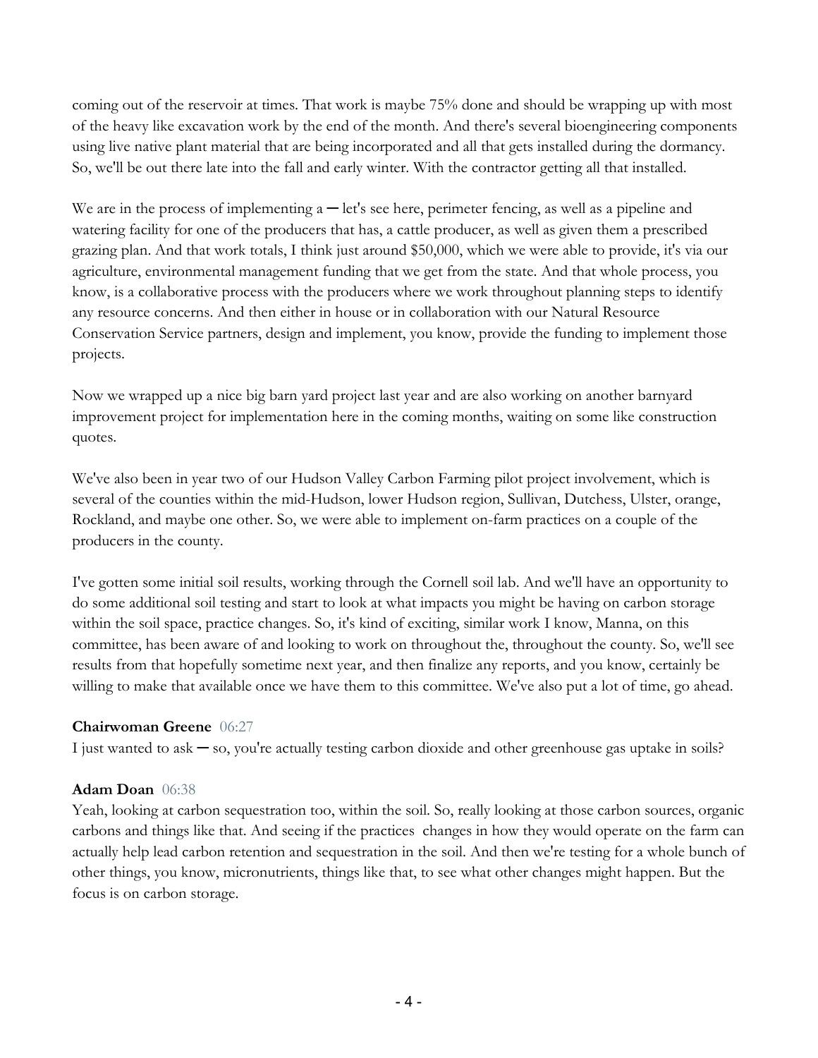coming out of the reservoir at times. That work is maybe 75% done and should be wrapping up with most of the heavy like excavation work by the end of the month. And there's several bioengineering components using live native plant material that are being incorporated and all that gets installed during the dormancy. So, we'll be out there late into the fall and early winter. With the contractor getting all that installed.

We are in the process of implementing a ─ let's see here, perimeter fencing, as well as a pipeline and watering facility for one of the producers that has, a cattle producer, as well as given them a prescribed grazing plan. And that work totals, I think just around $50,000, which we were able to provide, it's via our agriculture, environmental management funding that we get from the state. And that whole process, you know, is a collaborative process with the producers where we work throughout planning steps to identify any resource concerns. And then either in house or in collaboration with our Natural Resource Conservation Service partners, design and implement, you know, provide the funding to implement those projects.

Now we wrapped up a nice big barn yard project last year and are also working on another barnyard improvement project for implementation here in the coming months, waiting on some like construction quotes.

We've also been in year two of our Hudson Valley Carbon Farming pilot project involvement, which is several of the counties within the mid-Hudson, lower Hudson region, Sullivan, Dutchess, Ulster, orange, Rockland, and maybe one other. So, we were able to implement on-farm practices on a couple of the producers in the county.

I've gotten some initial soil results, working through the Cornell soil lab. And we'll have an opportunity to do some additional soil testing and start to look at what impacts you might be having on carbon storage within the soil space, practice changes. So, it's kind of exciting, similar work I know, Manna, on this committee, has been aware of and looking to work on throughout the, throughout the county. So, we'll see results from that hopefully sometime next year, and then finalize any reports, and you know, certainly be willing to make that available once we have them to this committee. We've also put a lot of time, go ahead.

**Chairwoman Greene** 06:27

I just wanted to ask ─ so, you're actually testing carbon dioxide and other greenhouse gas uptake in soils?

**Adam Doan** 06:38

Yeah, looking at carbon sequestration too, within the soil. So, really looking at those carbon sources, organic carbons and things like that. And seeing if the practices changes in how they would operate on the farm can actually help lead carbon retention and sequestration in the soil. And then we're testing for a whole bunch of other things, you know, micronutrients, things like that, to see what other changes might happen. But the focus is on carbon storage.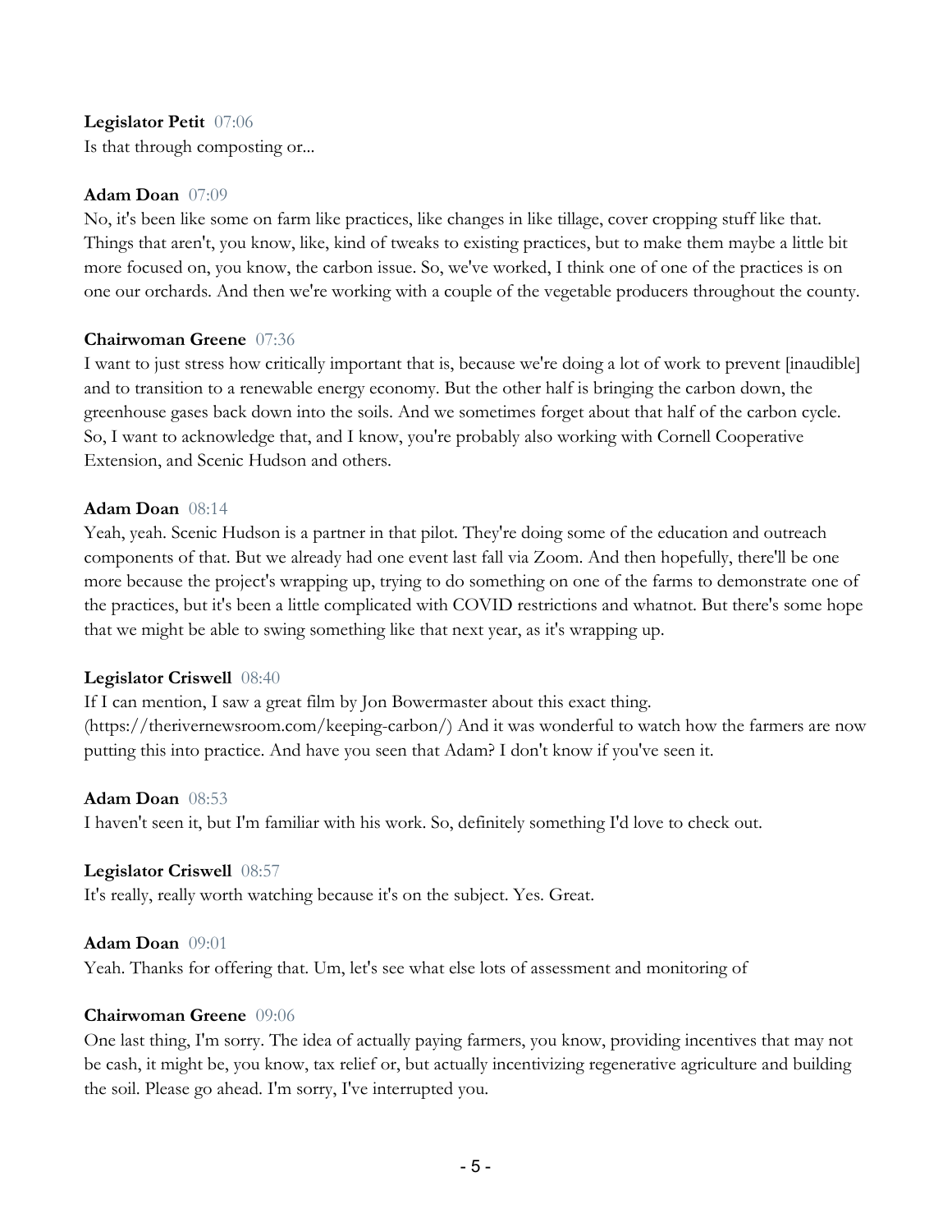**Legislator Petit** 07:06
Is that through composting or...

**Adam Doan** 07:09
No, it's been like some on farm like practices, like changes in like tillage, cover cropping stuff like that. Things that aren't, you know, like, kind of tweaks to existing practices, but to make them maybe a little bit more focused on, you know, the carbon issue. So, we've worked, I think one of one of the practices is on one our orchards. And then we're working with a couple of the vegetable producers throughout the county.

**Chairwoman Greene** 07:36
I want to just stress how critically important that is, because we're doing a lot of work to prevent [inaudible] and to transition to a renewable energy economy. But the other half is bringing the carbon down, the greenhouse gases back down into the soils. And we sometimes forget about that half of the carbon cycle. So, I want to acknowledge that, and I know, you're probably also working with Cornell Cooperative Extension, and Scenic Hudson and others.

**Adam Doan** 08:14
Yeah, yeah. Scenic Hudson is a partner in that pilot. They're doing some of the education and outreach components of that. But we already had one event last fall via Zoom. And then hopefully, there'll be one more because the project's wrapping up, trying to do something on one of the farms to demonstrate one of the practices, but it's been a little complicated with COVID restrictions and whatnot. But there's some hope that we might be able to swing something like that next year, as it's wrapping up.

**Legislator Criswell** 08:40
If I can mention, I saw a great film by Jon Bowermaster about this exact thing. (https://therivernewsroom.com/keeping-carbon/) And it was wonderful to watch how the farmers are now putting this into practice. And have you seen that Adam? I don't know if you've seen it.

**Adam Doan** 08:53
I haven't seen it, but I'm familiar with his work. So, definitely something I'd love to check out.

**Legislator Criswell** 08:57
It's really, really worth watching because it's on the subject. Yes. Great.

**Adam Doan** 09:01
Yeah. Thanks for offering that. Um, let's see what else lots of assessment and monitoring of

**Chairwoman Greene** 09:06
One last thing, I'm sorry. The idea of actually paying farmers, you know, providing incentives that may not be cash, it might be, you know, tax relief or, but actually incentivizing regenerative agriculture and building the soil. Please go ahead. I'm sorry, I've interrupted you.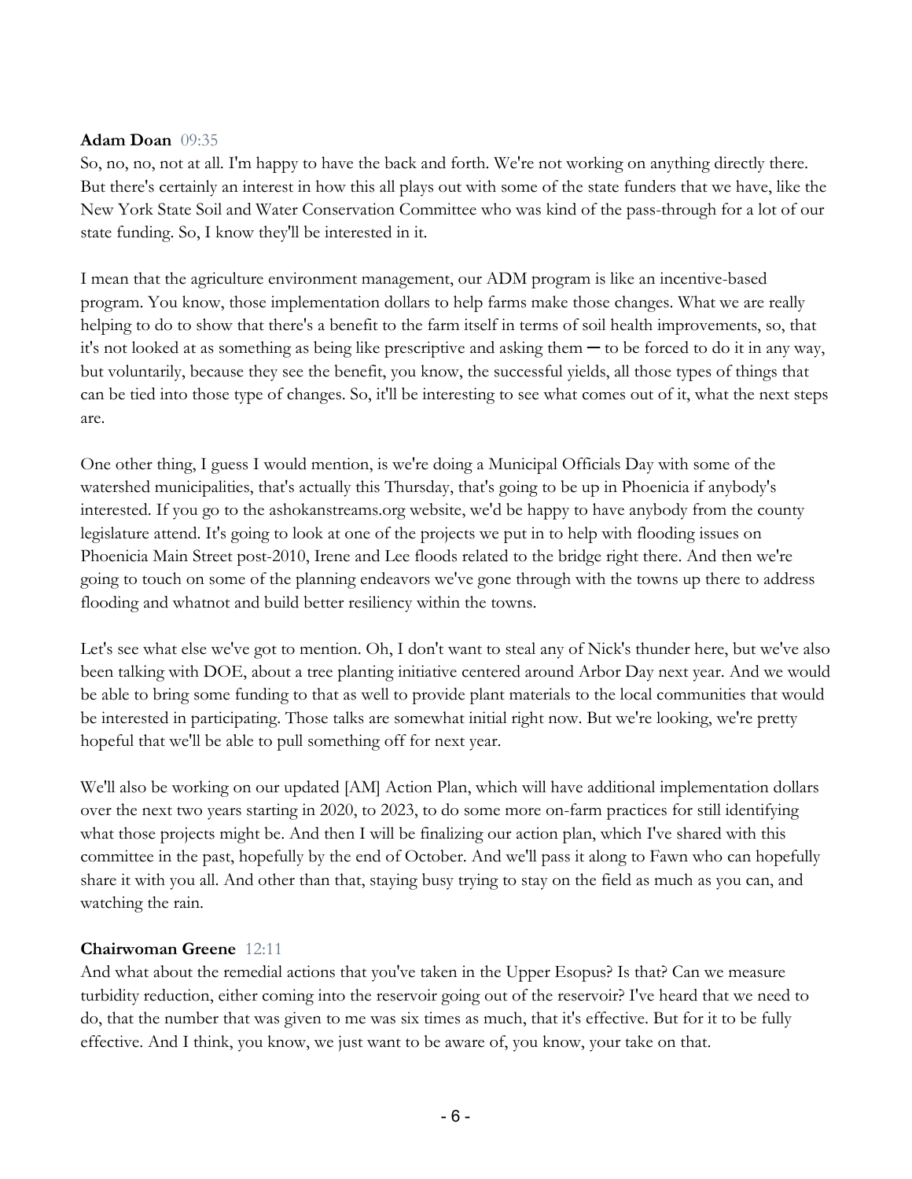**Adam Doan** 09:35
So, no, no, not at all. I'm happy to have the back and forth. We're not working on anything directly there. But there's certainly an interest in how this all plays out with some of the state funders that we have, like the New York State Soil and Water Conservation Committee who was kind of the pass-through for a lot of our state funding. So, I know they'll be interested in it.

I mean that the agriculture environment management, our ADM program is like an incentive-based program. You know, those implementation dollars to help farms make those changes. What we are really helping to do to show that there's a benefit to the farm itself in terms of soil health improvements, so, that it's not looked at as something as being like prescriptive and asking them ─ to be forced to do it in any way, but voluntarily, because they see the benefit, you know, the successful yields, all those types of things that can be tied into those type of changes. So, it'll be interesting to see what comes out of it, what the next steps are.

One other thing, I guess I would mention, is we're doing a Municipal Officials Day with some of the watershed municipalities, that's actually this Thursday, that's going to be up in Phoenicia if anybody's interested. If you go to the ashokanstreams.org website, we'd be happy to have anybody from the county legislature attend. It's going to look at one of the projects we put in to help with flooding issues on Phoenicia Main Street post-2010, Irene and Lee floods related to the bridge right there. And then we're going to touch on some of the planning endeavors we've gone through with the towns up there to address flooding and whatnot and build better resiliency within the towns.

Let's see what else we've got to mention. Oh, I don't want to steal any of Nick's thunder here, but we've also been talking with DOE, about a tree planting initiative centered around Arbor Day next year. And we would be able to bring some funding to that as well to provide plant materials to the local communities that would be interested in participating. Those talks are somewhat initial right now. But we're looking, we're pretty hopeful that we'll be able to pull something off for next year.

We'll also be working on our updated [AM] Action Plan, which will have additional implementation dollars over the next two years starting in 2020, to 2023, to do some more on-farm practices for still identifying what those projects might be. And then I will be finalizing our action plan, which I've shared with this committee in the past, hopefully by the end of October. And we'll pass it along to Fawn who can hopefully share it with you all. And other than that, staying busy trying to stay on the field as much as you can, and watching the rain.

**Chairwoman Greene** 12:11
And what about the remedial actions that you've taken in the Upper Esopus? Is that? Can we measure turbidity reduction, either coming into the reservoir going out of the reservoir? I've heard that we need to do, that the number that was given to me was six times as much, that it's effective. But for it to be fully effective. And I think, you know, we just want to be aware of, you know, your take on that.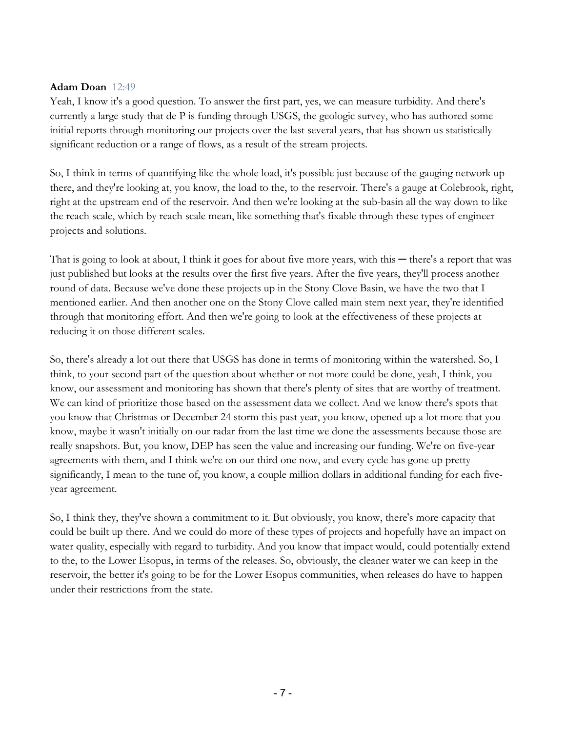**Adam Doan** 12:49

Yeah, I know it's a good question. To answer the first part, yes, we can measure turbidity. And there's currently a large study that de P is funding through USGS, the geologic survey, who has authored some initial reports through monitoring our projects over the last several years, that has shown us statistically significant reduction or a range of flows, as a result of the stream projects.

So, I think in terms of quantifying like the whole load, it's possible just because of the gauging network up there, and they're looking at, you know, the load to the, to the reservoir. There's a gauge at Colebrook, right, right at the upstream end of the reservoir. And then we're looking at the sub-basin all the way down to like the reach scale, which by reach scale mean, like something that's fixable through these types of engineer projects and solutions.

That is going to look at about, I think it goes for about five more years, with this ─ there's a report that was just published but looks at the results over the first five years. After the five years, they'll process another round of data. Because we've done these projects up in the Stony Clove Basin, we have the two that I mentioned earlier. And then another one on the Stony Clove called main stem next year, they're identified through that monitoring effort. And then we're going to look at the effectiveness of these projects at reducing it on those different scales.

So, there's already a lot out there that USGS has done in terms of monitoring within the watershed. So, I think, to your second part of the question about whether or not more could be done, yeah, I think, you know, our assessment and monitoring has shown that there's plenty of sites that are worthy of treatment. We can kind of prioritize those based on the assessment data we collect. And we know there's spots that you know that Christmas or December 24 storm this past year, you know, opened up a lot more that you know, maybe it wasn't initially on our radar from the last time we done the assessments because those are really snapshots. But, you know, DEP has seen the value and increasing our funding. We're on five-year agreements with them, and I think we're on our third one now, and every cycle has gone up pretty significantly, I mean to the tune of, you know, a couple million dollars in additional funding for each five-year agreement.

So, I think they, they've shown a commitment to it. But obviously, you know, there's more capacity that could be built up there. And we could do more of these types of projects and hopefully have an impact on water quality, especially with regard to turbidity. And you know that impact would, could potentially extend to the, to the Lower Esopus, in terms of the releases. So, obviously, the cleaner water we can keep in the reservoir, the better it's going to be for the Lower Esopus communities, when releases do have to happen under their restrictions from the state.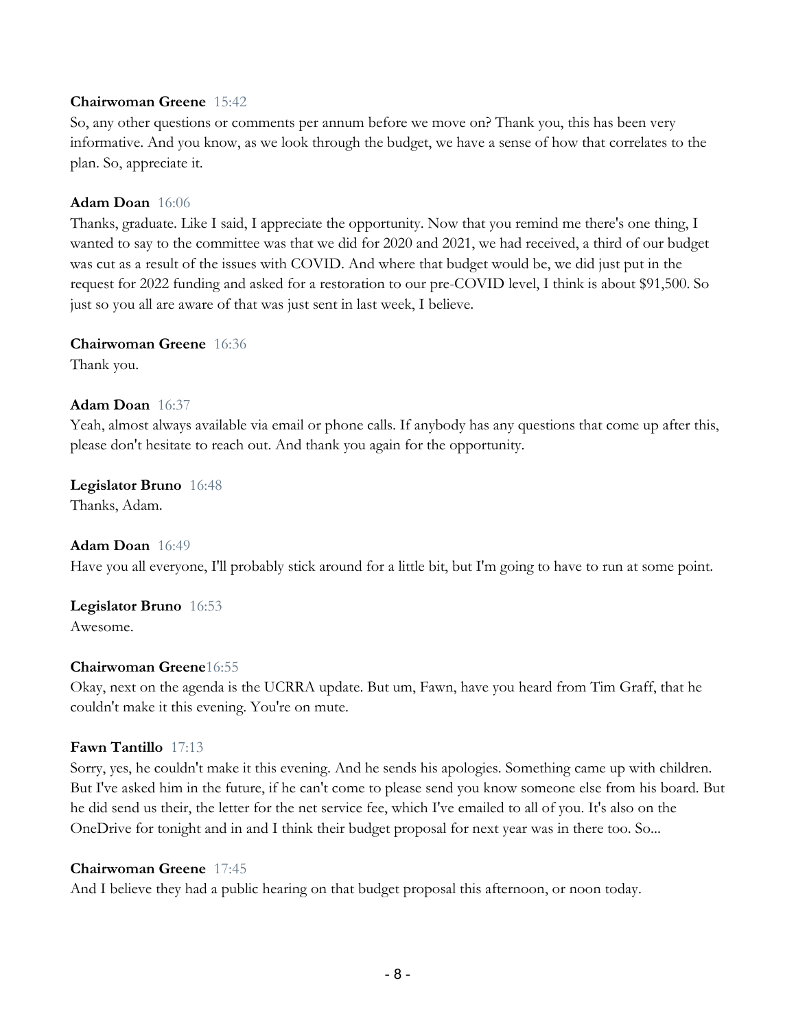**Chairwoman Greene** 15:42
So, any other questions or comments per annum before we move on? Thank you, this has been very informative. And you know, as we look through the budget, we have a sense of how that correlates to the plan. So, appreciate it.

**Adam Doan** 16:06
Thanks, graduate. Like I said, I appreciate the opportunity. Now that you remind me there's one thing, I wanted to say to the committee was that we did for 2020 and 2021, we had received, a third of our budget was cut as a result of the issues with COVID. And where that budget would be, we did just put in the request for 2022 funding and asked for a restoration to our pre-COVID level, I think is about $91,500. So just so you all are aware of that was just sent in last week, I believe.

**Chairwoman Greene** 16:36
Thank you.

**Adam Doan** 16:37
Yeah, almost always available via email or phone calls. If anybody has any questions that come up after this, please don't hesitate to reach out. And thank you again for the opportunity.

**Legislator Bruno** 16:48
Thanks, Adam.

**Adam Doan** 16:49
Have you all everyone, I'll probably stick around for a little bit, but I'm going to have to run at some point.

**Legislator Bruno** 16:53
Awesome.

**Chairwoman Greene**16:55
Okay, next on the agenda is the UCRRA update. But um, Fawn, have you heard from Tim Graff, that he couldn't make it this evening. You're on mute.

**Fawn Tantillo** 17:13
Sorry, yes, he couldn't make it this evening. And he sends his apologies. Something came up with children. But I've asked him in the future, if he can't come to please send you know someone else from his board. But he did send us their, the letter for the net service fee, which I've emailed to all of you. It's also on the OneDrive for tonight and in and I think their budget proposal for next year was in there too. So...

**Chairwoman Greene** 17:45
And I believe they had a public hearing on that budget proposal this afternoon, or noon today.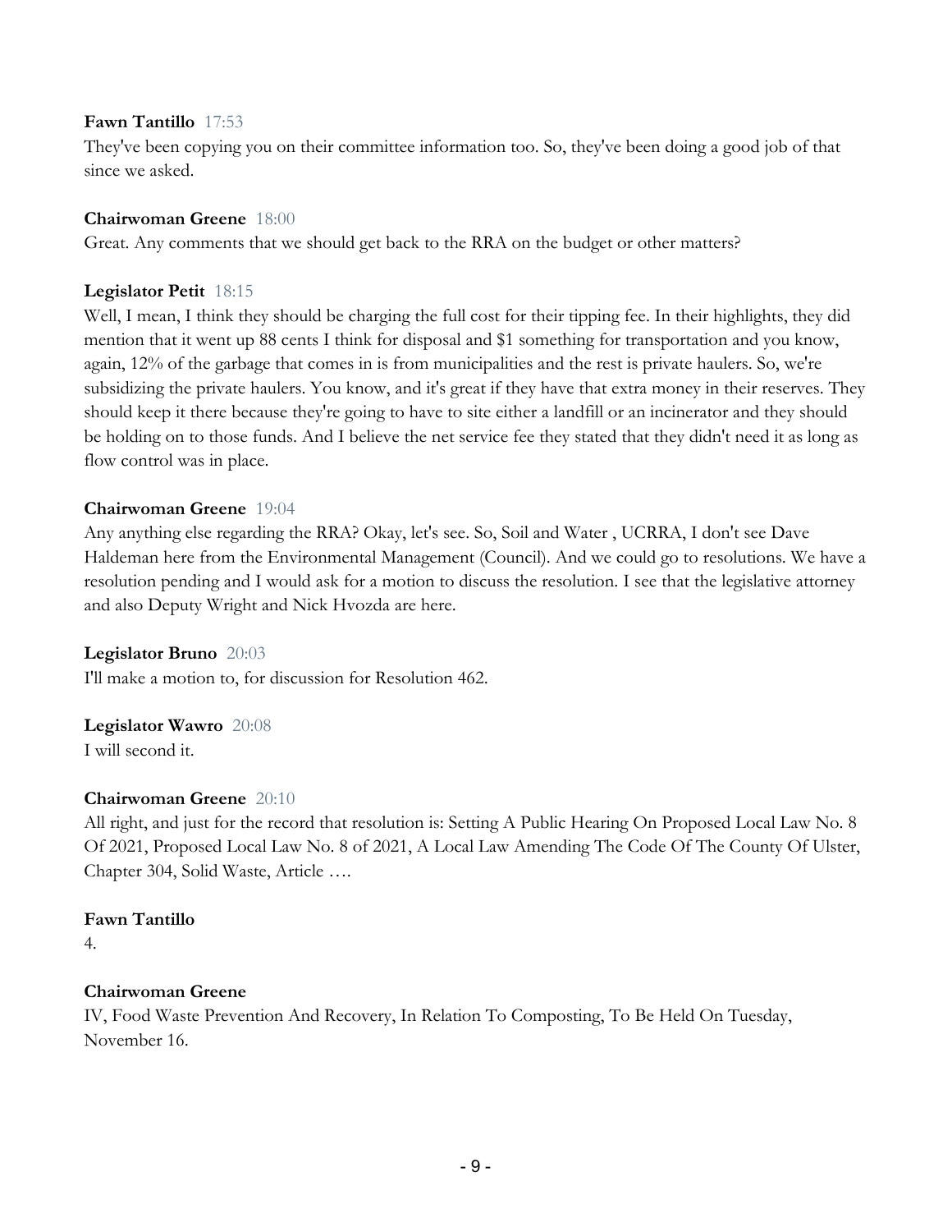**Fawn Tantillo** 17:53
They've been copying you on their committee information too. So, they've been doing a good job of that since we asked.

**Chairwoman Greene** 18:00
Great. Any comments that we should get back to the RRA on the budget or other matters?

**Legislator Petit** 18:15
Well, I mean, I think they should be charging the full cost for their tipping fee. In their highlights, they did mention that it went up 88 cents I think for disposal and $1 something for transportation and you know, again, 12% of the garbage that comes in is from municipalities and the rest is private haulers. So, we're subsidizing the private haulers. You know, and it's great if they have that extra money in their reserves. They should keep it there because they're going to have to site either a landfill or an incinerator and they should be holding on to those funds. And I believe the net service fee they stated that they didn't need it as long as flow control was in place.

**Chairwoman Greene** 19:04
Any anything else regarding the RRA? Okay, let's see. So, Soil and Water , UCRRA, I don't see Dave Haldeman here from the Environmental Management (Council). And we could go to resolutions. We have a resolution pending and I would ask for a motion to discuss the resolution. I see that the legislative attorney and also Deputy Wright and Nick Hvozda are here.

**Legislator Bruno** 20:03
I'll make a motion to, for discussion for Resolution 462.

**Legislator Wawro** 20:08
I will second it.

**Chairwoman Greene** 20:10
All right, and just for the record that resolution is: Setting A Public Hearing On Proposed Local Law No. 8 Of 2021, Proposed Local Law No. 8 of 2021, A Local Law Amending The Code Of The County Of Ulster, Chapter 304, Solid Waste, Article ….

**Fawn Tantillo**
4.

**Chairwoman Greene**
IV, Food Waste Prevention And Recovery, In Relation To Composting, To Be Held On Tuesday, November 16.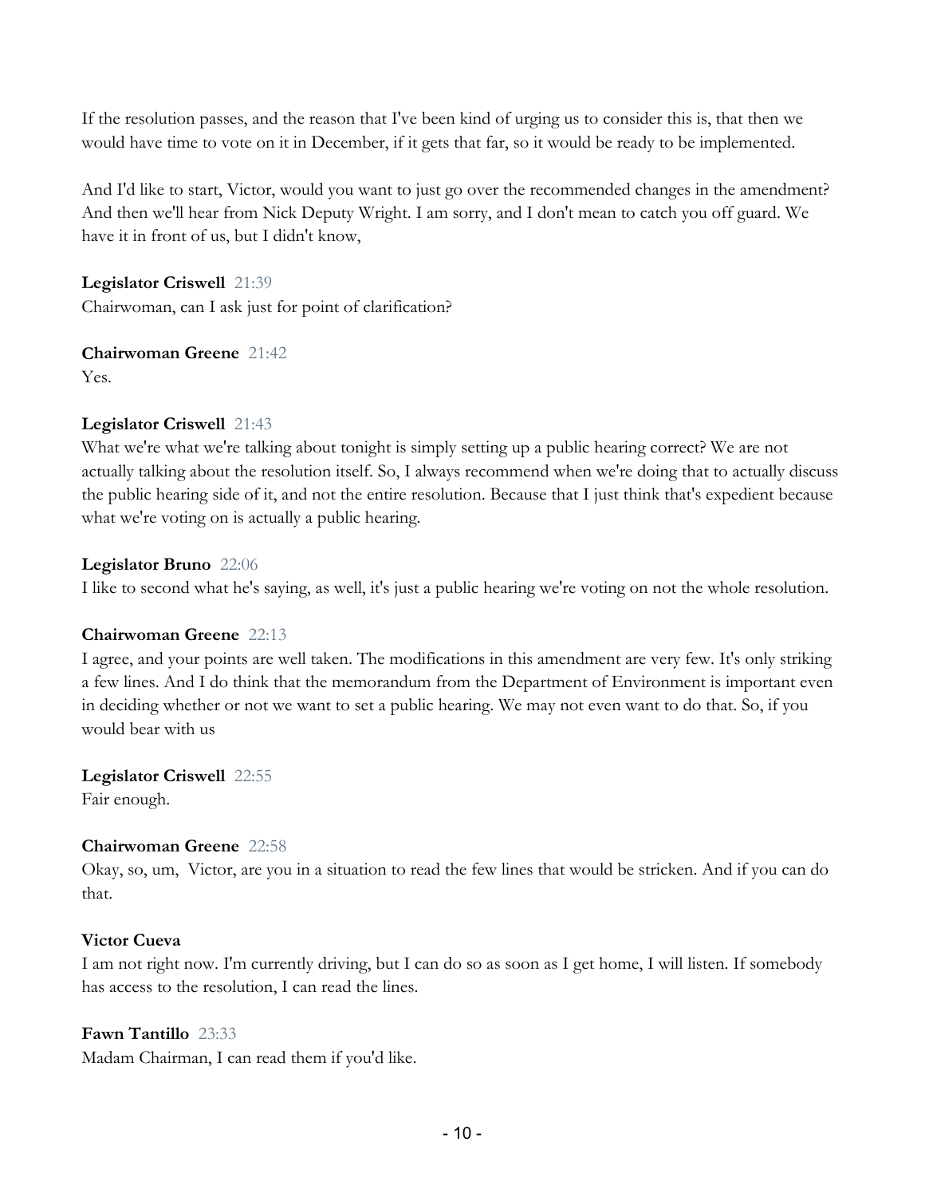If the resolution passes, and the reason that I've been kind of urging us to consider this is, that then we would have time to vote on it in December, if it gets that far, so it would be ready to be implemented.

And I'd like to start, Victor, would you want to just go over the recommended changes in the amendment? And then we'll hear from Nick Deputy Wright. I am sorry, and I don't mean to catch you off guard. We have it in front of us, but I didn't know,

**Legislator Criswell** 21:39
Chairwoman, can I ask just for point of clarification?

**Chairwoman Greene** 21:42
Yes.

**Legislator Criswell** 21:43
What we're what we're talking about tonight is simply setting up a public hearing correct? We are not actually talking about the resolution itself. So, I always recommend when we're doing that to actually discuss the public hearing side of it, and not the entire resolution. Because that I just think that's expedient because what we're voting on is actually a public hearing.

**Legislator Bruno** 22:06
I like to second what he's saying, as well, it's just a public hearing we're voting on not the whole resolution.

**Chairwoman Greene** 22:13
I agree, and your points are well taken. The modifications in this amendment are very few. It's only striking a few lines. And I do think that the memorandum from the Department of Environment is important even in deciding whether or not we want to set a public hearing. We may not even want to do that. So, if you would bear with us

**Legislator Criswell** 22:55
Fair enough.

**Chairwoman Greene** 22:58
Okay, so, um, Victor, are you in a situation to read the few lines that would be stricken. And if you can do that.

**Victor Cueva**
I am not right now. I'm currently driving, but I can do so as soon as I get home, I will listen. If somebody has access to the resolution, I can read the lines.

**Fawn Tantillo** 23:33
Madam Chairman, I can read them if you'd like.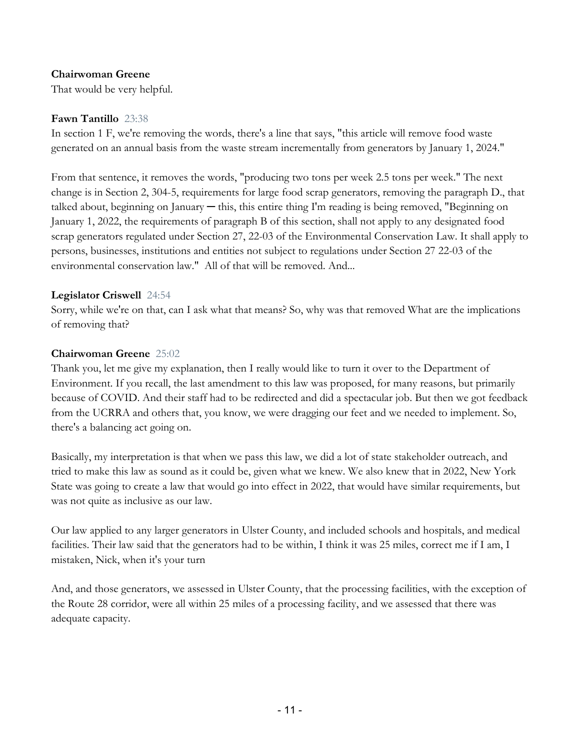**Chairwoman Greene**
That would be very helpful.

**Fawn Tantillo** 23:38
In section 1 F, we're removing the words, there's a line that says, "this article will remove food waste generated on an annual basis from the waste stream incrementally from generators by January 1, 2024."

From that sentence, it removes the words, "producing two tons per week 2.5 tons per week." The next change is in Section 2, 304-5, requirements for large food scrap generators, removing the paragraph D., that talked about, beginning on January ─ this, this entire thing I'm reading is being removed, "Beginning on January 1, 2022, the requirements of paragraph B of this section, shall not apply to any designated food scrap generators regulated under Section 27, 22-03 of the Environmental Conservation Law. It shall apply to persons, businesses, institutions and entities not subject to regulations under Section 27 22-03 of the environmental conservation law." All of that will be removed. And...

**Legislator Criswell** 24:54
Sorry, while we're on that, can I ask what that means? So, why was that removed What are the implications of removing that?

**Chairwoman Greene** 25:02
Thank you, let me give my explanation, then I really would like to turn it over to the Department of Environment. If you recall, the last amendment to this law was proposed, for many reasons, but primarily because of COVID. And their staff had to be redirected and did a spectacular job. But then we got feedback from the UCRRA and others that, you know, we were dragging our feet and we needed to implement. So, there's a balancing act going on.

Basically, my interpretation is that when we pass this law, we did a lot of state stakeholder outreach, and tried to make this law as sound as it could be, given what we knew. We also knew that in 2022, New York State was going to create a law that would go into effect in 2022, that would have similar requirements, but was not quite as inclusive as our law.

Our law applied to any larger generators in Ulster County, and included schools and hospitals, and medical facilities. Their law said that the generators had to be within, I think it was 25 miles, correct me if I am, I mistaken, Nick, when it's your turn

And, and those generators, we assessed in Ulster County, that the processing facilities, with the exception of the Route 28 corridor, were all within 25 miles of a processing facility, and we assessed that there was adequate capacity.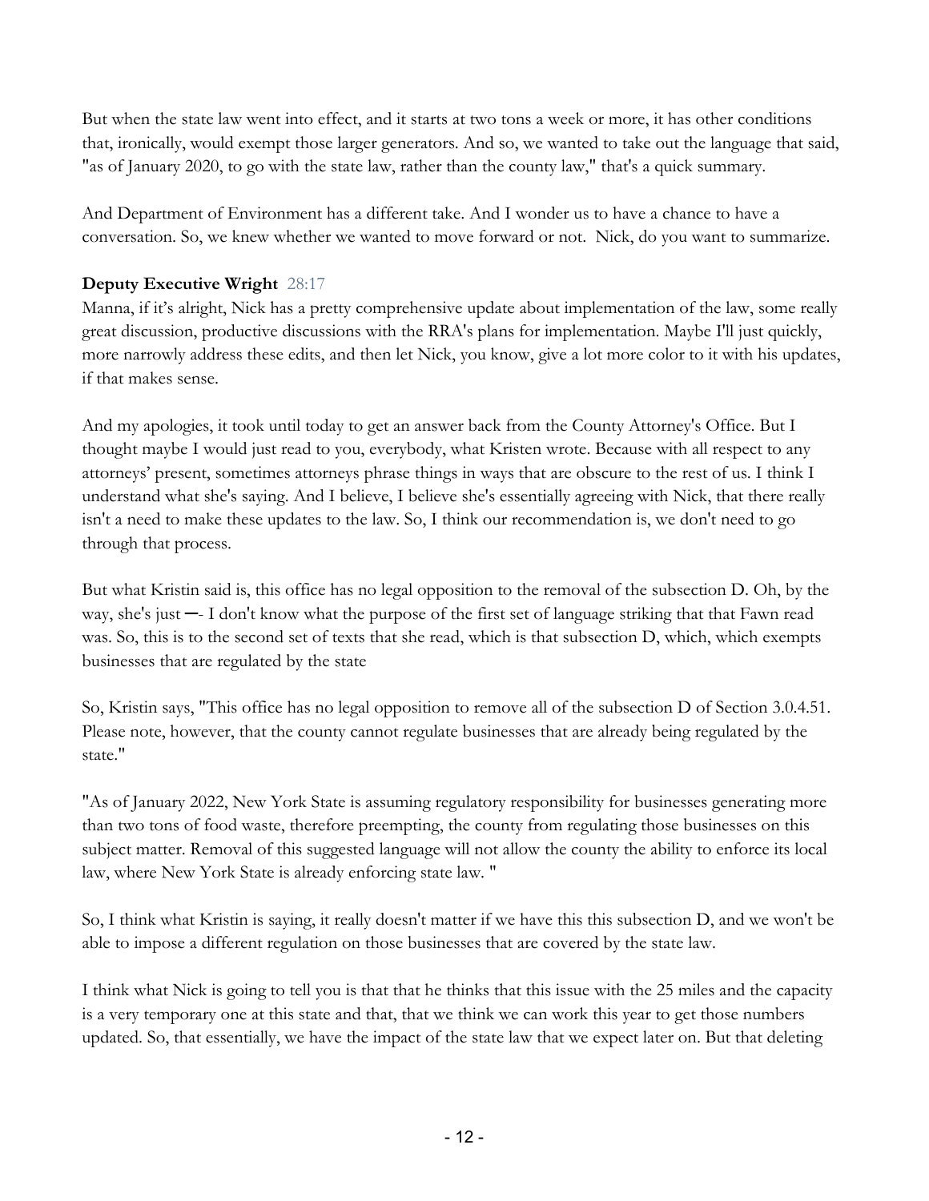But when the state law went into effect, and it starts at two tons a week or more, it has other conditions that, ironically, would exempt those larger generators. And so, we wanted to take out the language that said, "as of January 2020, to go with the state law, rather than the county law," that's a quick summary.

And Department of Environment has a different take. And I wonder us to have a chance to have a conversation. So, we knew whether we wanted to move forward or not. Nick, do you want to summarize.

**Deputy Executive Wright** 28:17

Manna, if it's alright, Nick has a pretty comprehensive update about implementation of the law, some really great discussion, productive discussions with the RRA's plans for implementation. Maybe I'll just quickly, more narrowly address these edits, and then let Nick, you know, give a lot more color to it with his updates, if that makes sense.

And my apologies, it took until today to get an answer back from the County Attorney's Office. But I thought maybe I would just read to you, everybody, what Kristen wrote. Because with all respect to any attorneys' present, sometimes attorneys phrase things in ways that are obscure to the rest of us. I think I understand what she's saying. And I believe, I believe she's essentially agreeing with Nick, that there really isn't a need to make these updates to the law. So, I think our recommendation is, we don't need to go through that process.

But what Kristin said is, this office has no legal opposition to the removal of the subsection D. Oh, by the way, she's just –- I don't know what the purpose of the first set of language striking that that Fawn read was. So, this is to the second set of texts that she read, which is that subsection D, which, which exempts businesses that are regulated by the state

So, Kristin says, "This office has no legal opposition to remove all of the subsection D of Section 3.0.4.51. Please note, however, that the county cannot regulate businesses that are already being regulated by the state."

"As of January 2022, New York State is assuming regulatory responsibility for businesses generating more than two tons of food waste, therefore preempting, the county from regulating those businesses on this subject matter. Removal of this suggested language will not allow the county the ability to enforce its local law, where New York State is already enforcing state law. "

So, I think what Kristin is saying, it really doesn't matter if we have this this subsection D, and we won't be able to impose a different regulation on those businesses that are covered by the state law.

I think what Nick is going to tell you is that that he thinks that this issue with the 25 miles and the capacity is a very temporary one at this state and that, that we think we can work this year to get those numbers updated. So, that essentially, we have the impact of the state law that we expect later on. But that deleting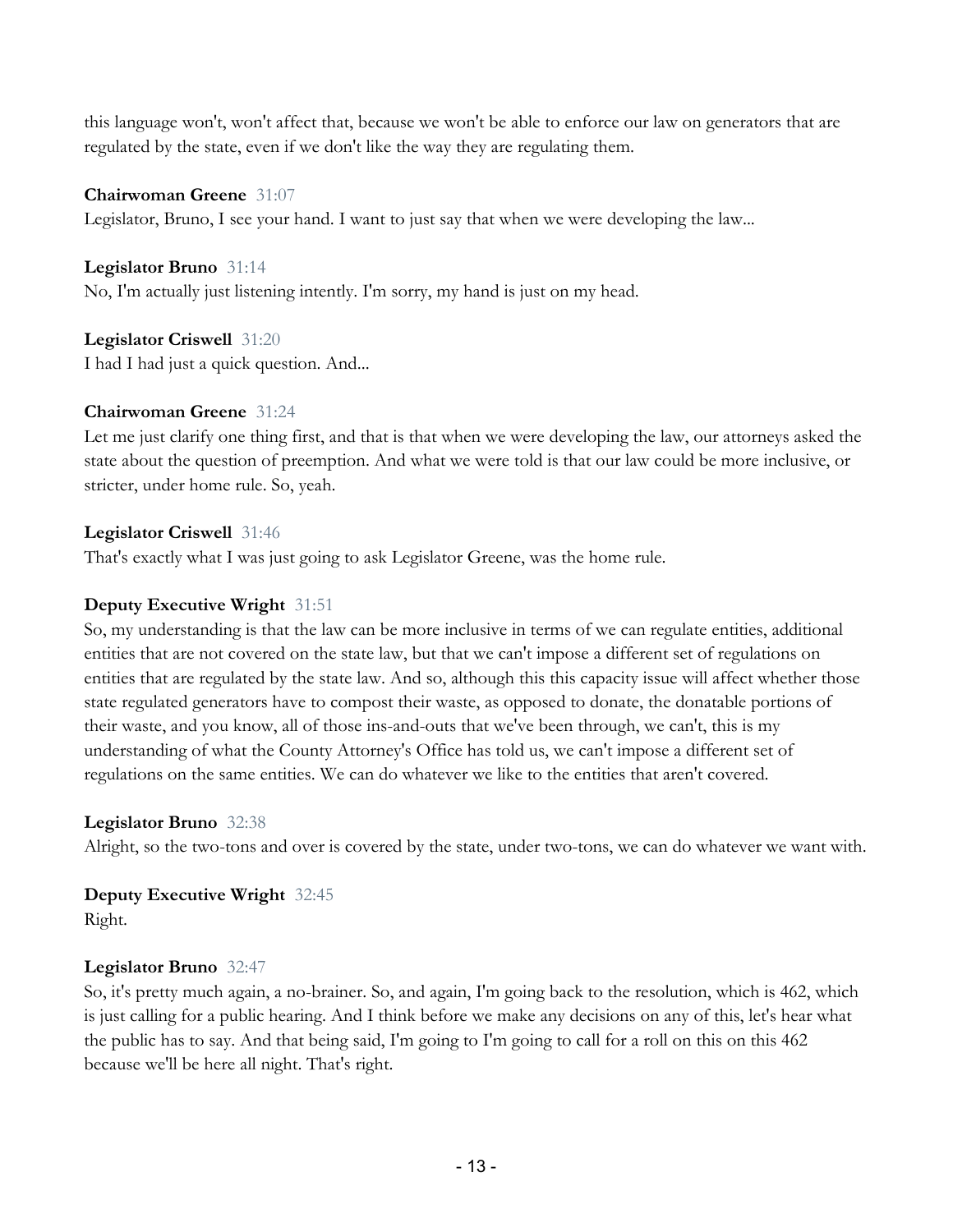this language won't, won't affect that, because we won't be able to enforce our law on generators that are regulated by the state, even if we don't like the way they are regulating them.

**Chairwoman Greene** 31:07
Legislator, Bruno, I see your hand. I want to just say that when we were developing the law...

**Legislator Bruno** 31:14
No, I'm actually just listening intently. I'm sorry, my hand is just on my head.

**Legislator Criswell** 31:20
I had I had just a quick question. And...

**Chairwoman Greene** 31:24
Let me just clarify one thing first, and that is that when we were developing the law, our attorneys asked the state about the question of preemption. And what we were told is that our law could be more inclusive, or stricter, under home rule. So, yeah.

**Legislator Criswell** 31:46
That's exactly what I was just going to ask Legislator Greene, was the home rule.

**Deputy Executive Wright** 31:51
So, my understanding is that the law can be more inclusive in terms of we can regulate entities, additional entities that are not covered on the state law, but that we can't impose a different set of regulations on entities that are regulated by the state law. And so, although this this capacity issue will affect whether those state regulated generators have to compost their waste, as opposed to donate, the donatable portions of their waste, and you know, all of those ins-and-outs that we've been through, we can't, this is my understanding of what the County Attorney's Office has told us, we can't impose a different set of regulations on the same entities. We can do whatever we like to the entities that aren't covered.

**Legislator Bruno** 32:38
Alright, so the two-tons and over is covered by the state, under two-tons, we can do whatever we want with.

**Deputy Executive Wright** 32:45
Right.

**Legislator Bruno** 32:47
So, it's pretty much again, a no-brainer. So, and again, I'm going back to the resolution, which is 462, which is just calling for a public hearing. And I think before we make any decisions on any of this, let's hear what the public has to say. And that being said, I'm going to I'm going to call for a roll on this on this 462 because we'll be here all night. That's right.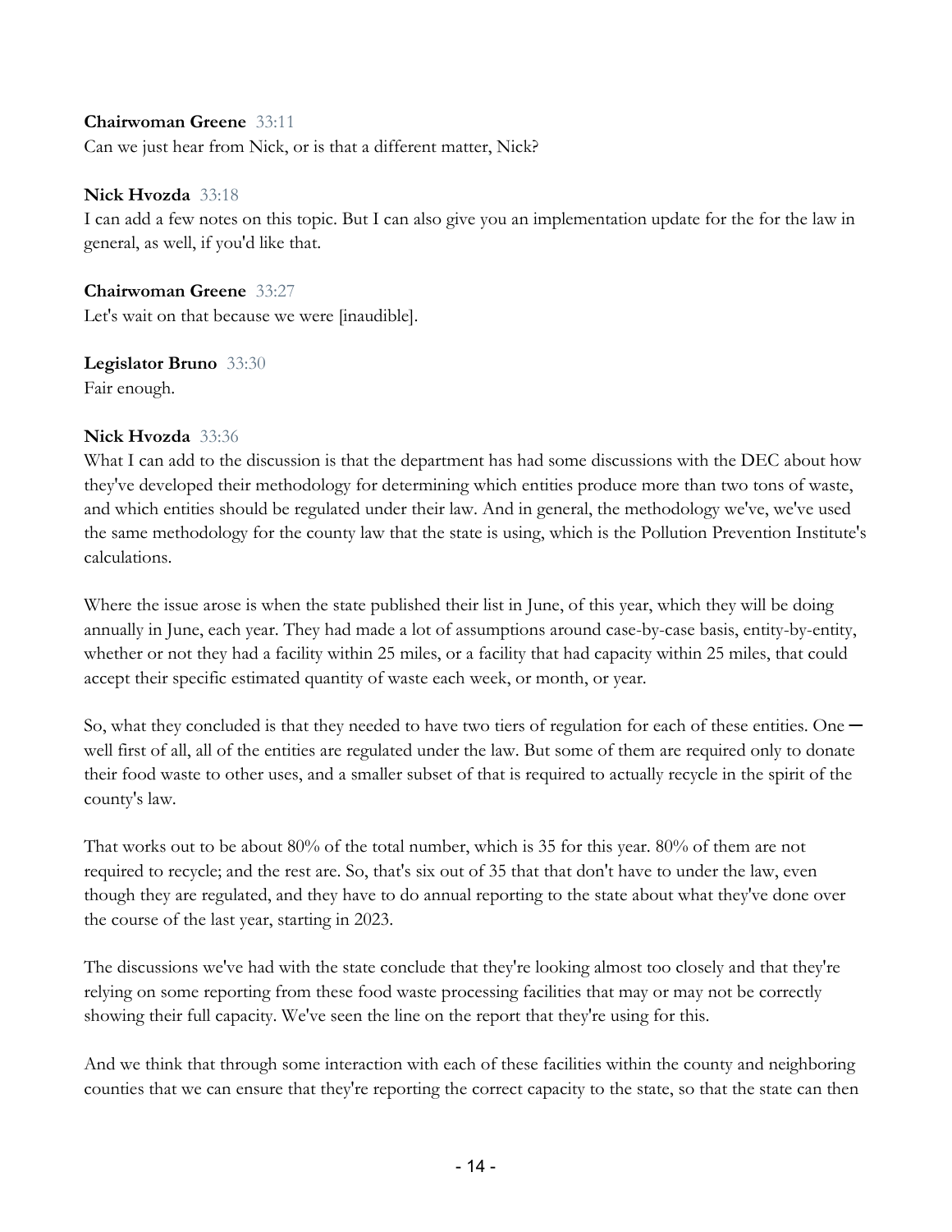**Chairwoman Greene** 33:11
Can we just hear from Nick, or is that a different matter, Nick?

**Nick Hvozda** 33:18
I can add a few notes on this topic. But I can also give you an implementation update for the for the law in general, as well, if you'd like that.

**Chairwoman Greene** 33:27
Let's wait on that because we were [inaudible].

**Legislator Bruno** 33:30
Fair enough.

**Nick Hvozda** 33:36
What I can add to the discussion is that the department has had some discussions with the DEC about how they've developed their methodology for determining which entities produce more than two tons of waste, and which entities should be regulated under their law. And in general, the methodology we've, we've used the same methodology for the county law that the state is using, which is the Pollution Prevention Institute's calculations.

Where the issue arose is when the state published their list in June, of this year, which they will be doing annually in June, each year. They had made a lot of assumptions around case-by-case basis, entity-by-entity, whether or not they had a facility within 25 miles, or a facility that had capacity within 25 miles, that could accept their specific estimated quantity of waste each week, or month, or year.

So, what they concluded is that they needed to have two tiers of regulation for each of these entities. One — well first of all, all of the entities are regulated under the law. But some of them are required only to donate their food waste to other uses, and a smaller subset of that is required to actually recycle in the spirit of the county's law.

That works out to be about 80% of the total number, which is 35 for this year. 80% of them are not required to recycle; and the rest are. So, that's six out of 35 that that don't have to under the law, even though they are regulated, and they have to do annual reporting to the state about what they've done over the course of the last year, starting in 2023.

The discussions we've had with the state conclude that they're looking almost too closely and that they're relying on some reporting from these food waste processing facilities that may or may not be correctly showing their full capacity. We've seen the line on the report that they're using for this.

And we think that through some interaction with each of these facilities within the county and neighboring counties that we can ensure that they're reporting the correct capacity to the state, so that the state can then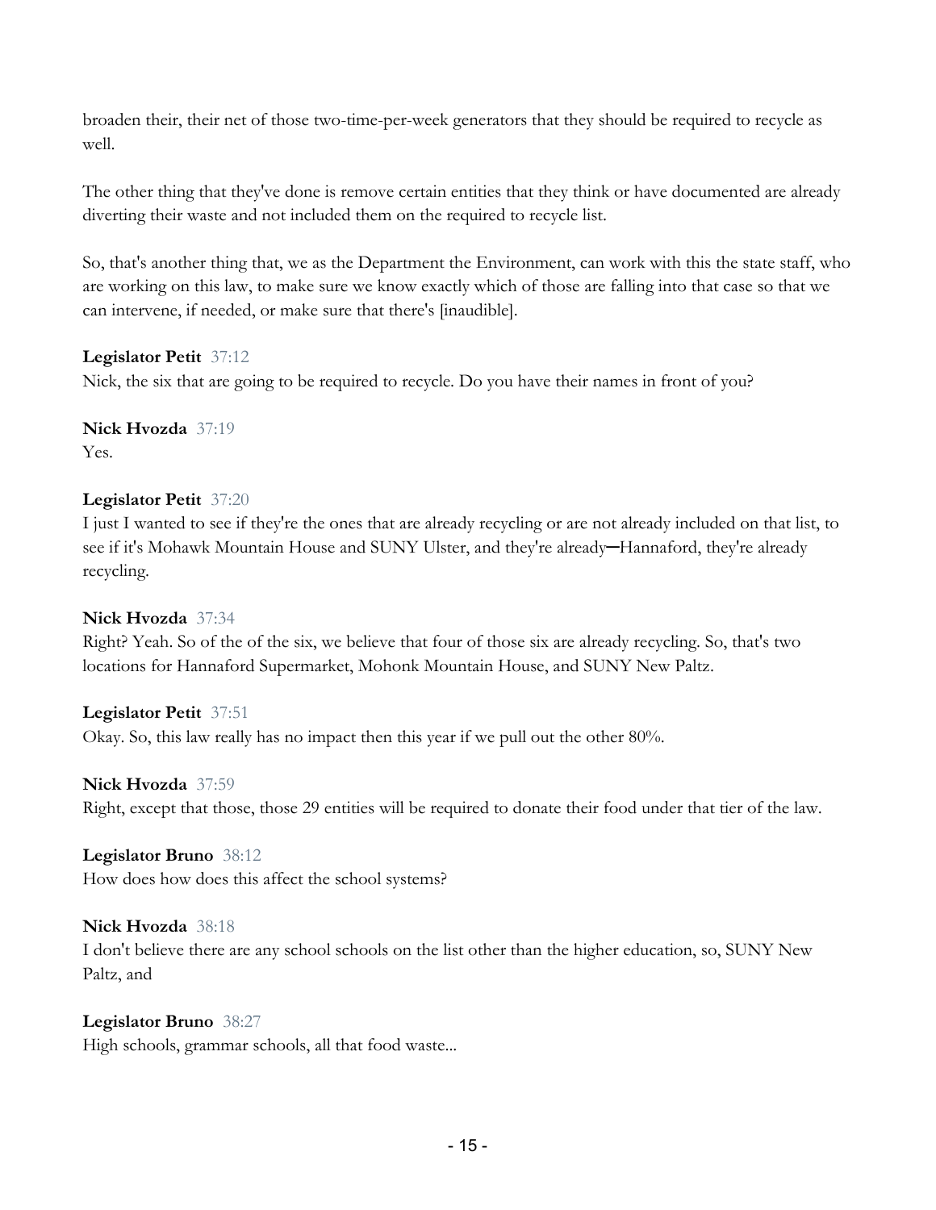broaden their, their net of those two-time-per-week generators that they should be required to recycle as well.

The other thing that they've done is remove certain entities that they think or have documented are already diverting their waste and not included them on the required to recycle list.

So, that's another thing that, we as the Department the Environment, can work with this the state staff, who are working on this law, to make sure we know exactly which of those are falling into that case so that we can intervene, if needed, or make sure that there's [inaudible].

**Legislator Petit** 37:12
Nick, the six that are going to be required to recycle. Do you have their names in front of you?

**Nick Hvozda** 37:19
Yes.

**Legislator Petit** 37:20
I just I wanted to see if they're the ones that are already recycling or are not already included on that list, to see if it's Mohawk Mountain House and SUNY Ulster, and they're already—Hannaford, they're already recycling.

**Nick Hvozda** 37:34
Right? Yeah. So of the of the six, we believe that four of those six are already recycling. So, that's two locations for Hannaford Supermarket, Mohonk Mountain House, and SUNY New Paltz.

**Legislator Petit** 37:51
Okay. So, this law really has no impact then this year if we pull out the other 80%.

**Nick Hvozda** 37:59
Right, except that those, those 29 entities will be required to donate their food under that tier of the law.

**Legislator Bruno** 38:12
How does how does this affect the school systems?

**Nick Hvozda** 38:18
I don't believe there are any school schools on the list other than the higher education, so, SUNY New Paltz, and

**Legislator Bruno** 38:27
High schools, grammar schools, all that food waste...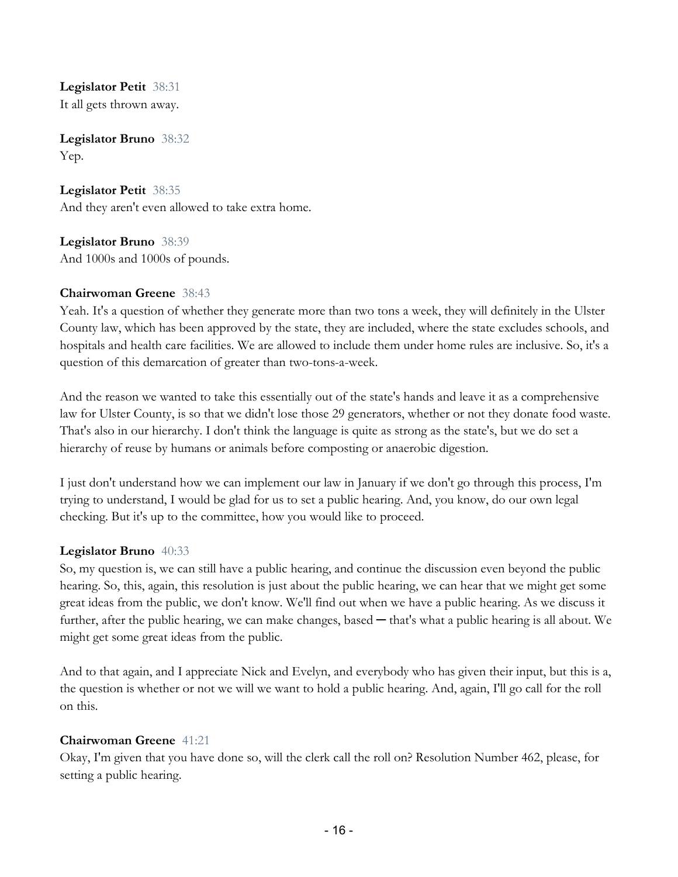**Legislator Petit** 38:31
It all gets thrown away.

**Legislator Bruno** 38:32
Yep.

**Legislator Petit** 38:35
And they aren't even allowed to take extra home.

**Legislator Bruno** 38:39
And 1000s and 1000s of pounds.

**Chairwoman Greene** 38:43
Yeah. It's a question of whether they generate more than two tons a week, they will definitely in the Ulster County law, which has been approved by the state, they are included, where the state excludes schools, and hospitals and health care facilities. We are allowed to include them under home rules are inclusive. So, it's a question of this demarcation of greater than two-tons-a-week.

And the reason we wanted to take this essentially out of the state's hands and leave it as a comprehensive law for Ulster County, is so that we didn't lose those 29 generators, whether or not they donate food waste. That's also in our hierarchy. I don't think the language is quite as strong as the state's, but we do set a hierarchy of reuse by humans or animals before composting or anaerobic digestion.

I just don't understand how we can implement our law in January if we don't go through this process, I'm trying to understand, I would be glad for us to set a public hearing. And, you know, do our own legal checking. But it's up to the committee, how you would like to proceed.

**Legislator Bruno** 40:33
So, my question is, we can still have a public hearing, and continue the discussion even beyond the public hearing. So, this, again, this resolution is just about the public hearing, we can hear that we might get some great ideas from the public, we don't know. We'll find out when we have a public hearing. As we discuss it further, after the public hearing, we can make changes, based ─ that's what a public hearing is all about. We might get some great ideas from the public.

And to that again, and I appreciate Nick and Evelyn, and everybody who has given their input, but this is a, the question is whether or not we will we want to hold a public hearing. And, again, I'll go call for the roll on this.

**Chairwoman Greene** 41:21
Okay, I'm given that you have done so, will the clerk call the roll on? Resolution Number 462, please, for setting a public hearing.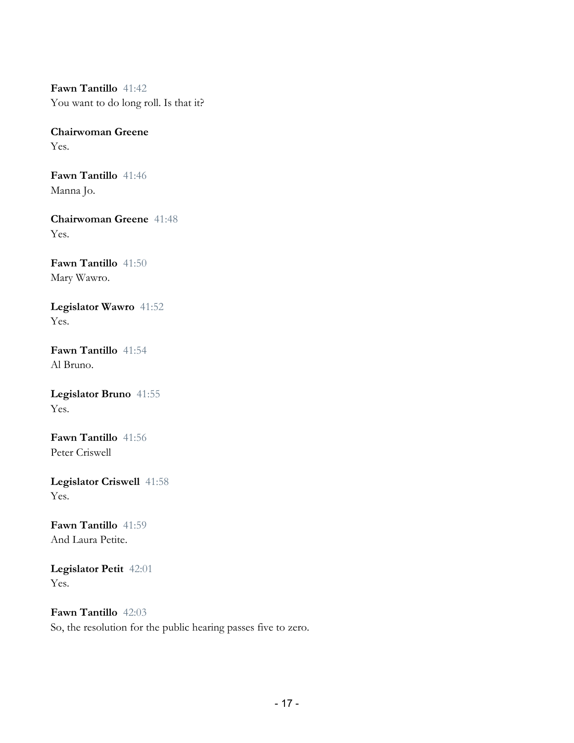**Fawn Tantillo** 41:42
You want to do long roll. Is that it?

**Chairwoman Greene**
Yes.

**Fawn Tantillo** 41:46
Manna Jo.

**Chairwoman Greene** 41:48
Yes.

**Fawn Tantillo** 41:50
Mary Wawro.

**Legislator Wawro** 41:52
Yes.

**Fawn Tantillo** 41:54
Al Bruno.

**Legislator Bruno** 41:55
Yes.

**Fawn Tantillo** 41:56
Peter Criswell

**Legislator Criswell** 41:58
Yes.

**Fawn Tantillo** 41:59
And Laura Petite.

**Legislator Petit** 42:01
Yes.

**Fawn Tantillo** 42:03
So, the resolution for the public hearing passes five to zero.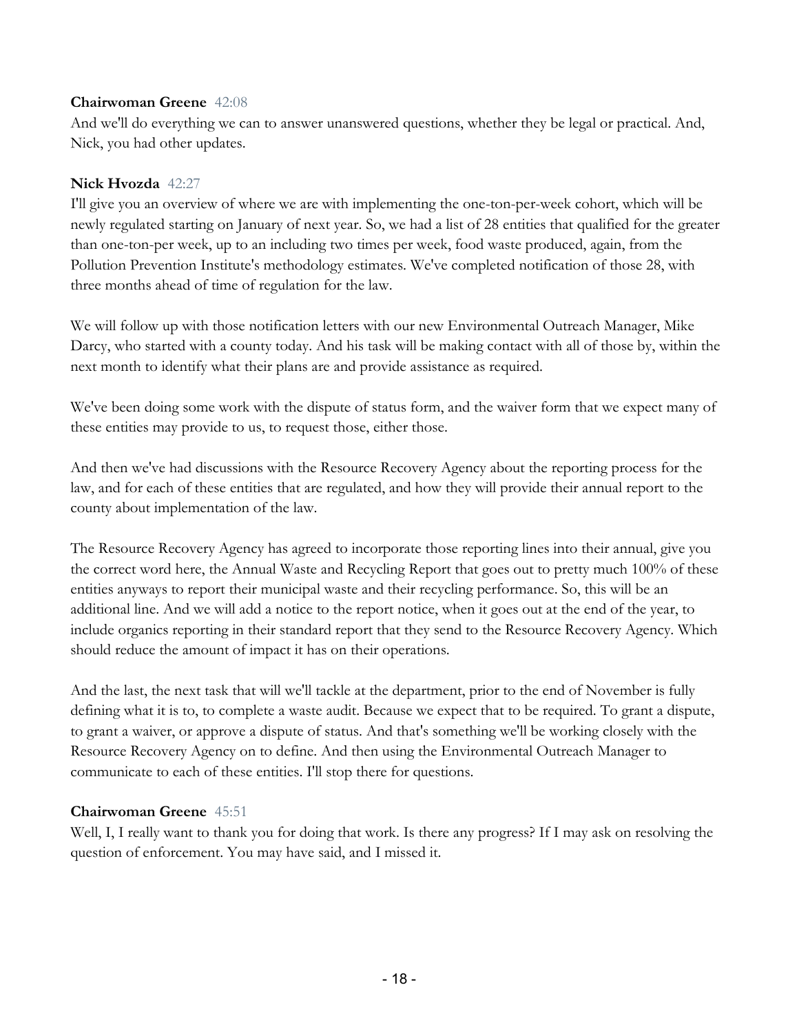**Chairwoman Greene** 42:08

And we'll do everything we can to answer unanswered questions, whether they be legal or practical. And, Nick, you had other updates.

**Nick Hvozda** 42:27

I'll give you an overview of where we are with implementing the one-ton-per-week cohort, which will be newly regulated starting on January of next year. So, we had a list of 28 entities that qualified for the greater than one-ton-per week, up to an including two times per week, food waste produced, again, from the Pollution Prevention Institute's methodology estimates. We've completed notification of those 28, with three months ahead of time of regulation for the law.

We will follow up with those notification letters with our new Environmental Outreach Manager, Mike Darcy, who started with a county today. And his task will be making contact with all of those by, within the next month to identify what their plans are and provide assistance as required.

We've been doing some work with the dispute of status form, and the waiver form that we expect many of these entities may provide to us, to request those, either those.

And then we've had discussions with the Resource Recovery Agency about the reporting process for the law, and for each of these entities that are regulated, and how they will provide their annual report to the county about implementation of the law.

The Resource Recovery Agency has agreed to incorporate those reporting lines into their annual, give you the correct word here, the Annual Waste and Recycling Report that goes out to pretty much 100% of these entities anyways to report their municipal waste and their recycling performance. So, this will be an additional line. And we will add a notice to the report notice, when it goes out at the end of the year, to include organics reporting in their standard report that they send to the Resource Recovery Agency. Which should reduce the amount of impact it has on their operations.

And the last, the next task that will we'll tackle at the department, prior to the end of November is fully defining what it is to, to complete a waste audit. Because we expect that to be required. To grant a dispute, to grant a waiver, or approve a dispute of status. And that's something we'll be working closely with the Resource Recovery Agency on to define. And then using the Environmental Outreach Manager to communicate to each of these entities. I'll stop there for questions.

**Chairwoman Greene** 45:51

Well, I, I really want to thank you for doing that work. Is there any progress? If I may ask on resolving the question of enforcement. You may have said, and I missed it.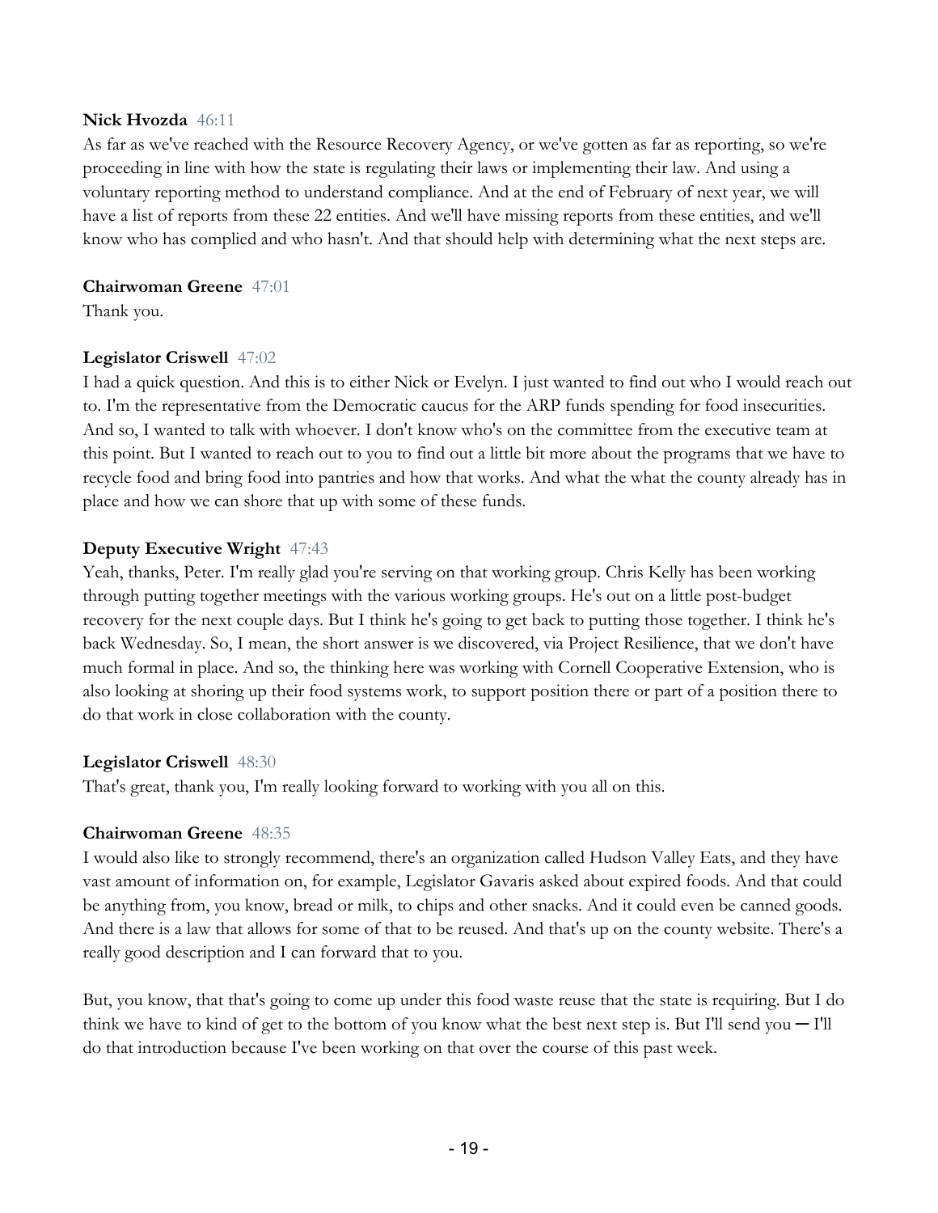**Nick Hvozda** 46:11

As far as we've reached with the Resource Recovery Agency, or we've gotten as far as reporting, so we're proceeding in line with how the state is regulating their laws or implementing their law. And using a voluntary reporting method to understand compliance. And at the end of February of next year, we will have a list of reports from these 22 entities. And we'll have missing reports from these entities, and we'll know who has complied and who hasn't. And that should help with determining what the next steps are.

**Chairwoman Greene** 47:01

Thank you.

**Legislator Criswell** 47:02

I had a quick question. And this is to either Nick or Evelyn. I just wanted to find out who I would reach out to. I'm the representative from the Democratic caucus for the ARP funds spending for food insecurities. And so, I wanted to talk with whoever. I don't know who's on the committee from the executive team at this point. But I wanted to reach out to you to find out a little bit more about the programs that we have to recycle food and bring food into pantries and how that works. And what the what the county already has in place and how we can shore that up with some of these funds.

**Deputy Executive Wright** 47:43

Yeah, thanks, Peter. I'm really glad you're serving on that working group. Chris Kelly has been working through putting together meetings with the various working groups. He's out on a little post-budget recovery for the next couple days. But I think he's going to get back to putting those together. I think he's back Wednesday. So, I mean, the short answer is we discovered, via Project Resilience, that we don't have much formal in place. And so, the thinking here was working with Cornell Cooperative Extension, who is also looking at shoring up their food systems work, to support position there or part of a position there to do that work in close collaboration with the county.

**Legislator Criswell** 48:30

That's great, thank you, I'm really looking forward to working with you all on this.

**Chairwoman Greene** 48:35

I would also like to strongly recommend, there's an organization called Hudson Valley Eats, and they have vast amount of information on, for example, Legislator Gavaris asked about expired foods. And that could be anything from, you know, bread or milk, to chips and other snacks. And it could even be canned goods. And there is a law that allows for some of that to be reused. And that's up on the county website. There's a really good description and I can forward that to you.

But, you know, that that's going to come up under this food waste reuse that the state is requiring. But I do think we have to kind of get to the bottom of you know what the best next step is. But I'll send you ─ I'll do that introduction because I've been working on that over the course of this past week.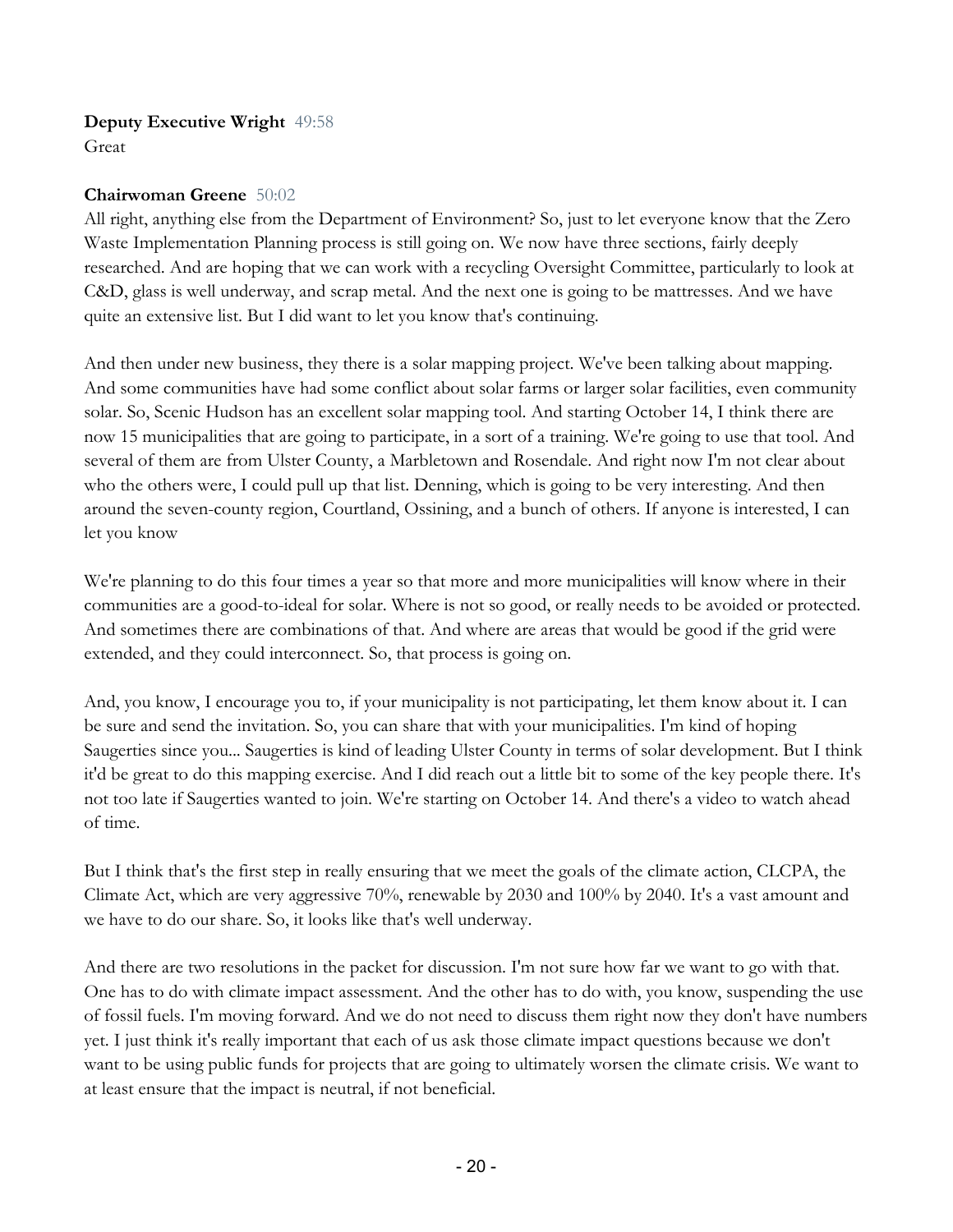**Deputy Executive Wright** 49:58
Great

**Chairwoman Greene** 50:02
All right, anything else from the Department of Environment? So, just to let everyone know that the Zero Waste Implementation Planning process is still going on. We now have three sections, fairly deeply researched. And are hoping that we can work with a recycling Oversight Committee, particularly to look at C&D, glass is well underway, and scrap metal. And the next one is going to be mattresses. And we have quite an extensive list. But I did want to let you know that's continuing.

And then under new business, they there is a solar mapping project. We've been talking about mapping. And some communities have had some conflict about solar farms or larger solar facilities, even community solar. So, Scenic Hudson has an excellent solar mapping tool. And starting October 14, I think there are now 15 municipalities that are going to participate, in a sort of a training. We're going to use that tool. And several of them are from Ulster County, a Marbletown and Rosendale. And right now I'm not clear about who the others were, I could pull up that list. Denning, which is going to be very interesting. And then around the seven-county region, Courtland, Ossining, and a bunch of others. If anyone is interested, I can let you know

We're planning to do this four times a year so that more and more municipalities will know where in their communities are a good-to-ideal for solar. Where is not so good, or really needs to be avoided or protected. And sometimes there are combinations of that. And where are areas that would be good if the grid were extended, and they could interconnect. So, that process is going on.

And, you know, I encourage you to, if your municipality is not participating, let them know about it. I can be sure and send the invitation. So, you can share that with your municipalities. I'm kind of hoping Saugerties since you... Saugerties is kind of leading Ulster County in terms of solar development. But I think it'd be great to do this mapping exercise. And I did reach out a little bit to some of the key people there. It's not too late if Saugerties wanted to join. We're starting on October 14. And there's a video to watch ahead of time.

But I think that's the first step in really ensuring that we meet the goals of the climate action, CLCPA, the Climate Act, which are very aggressive 70%, renewable by 2030 and 100% by 2040. It's a vast amount and we have to do our share. So, it looks like that's well underway.

And there are two resolutions in the packet for discussion. I'm not sure how far we want to go with that. One has to do with climate impact assessment. And the other has to do with, you know, suspending the use of fossil fuels. I'm moving forward. And we do not need to discuss them right now they don't have numbers yet. I just think it's really important that each of us ask those climate impact questions because we don't want to be using public funds for projects that are going to ultimately worsen the climate crisis. We want to at least ensure that the impact is neutral, if not beneficial.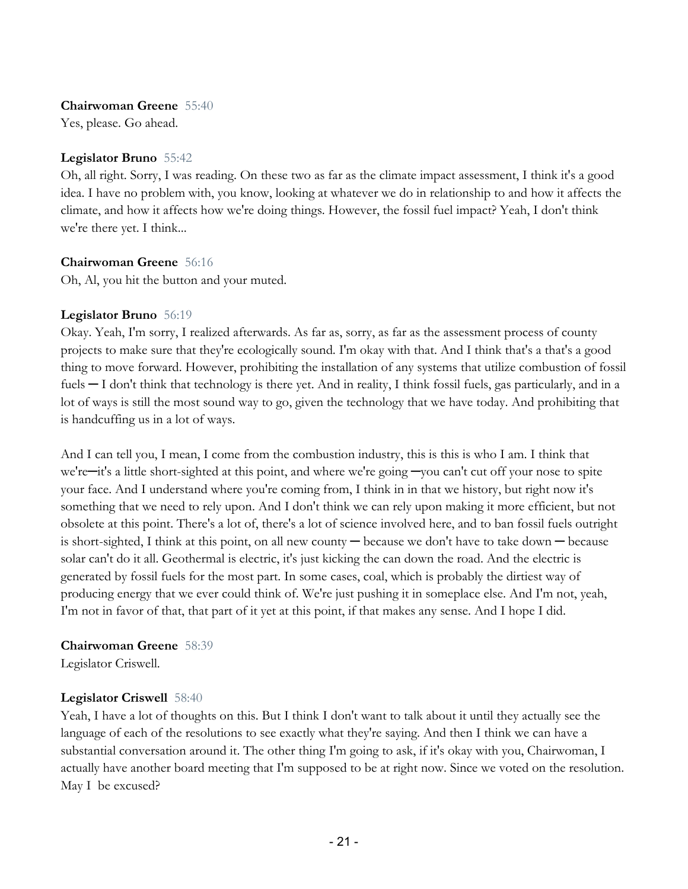**Chairwoman Greene** 55:40
Yes, please. Go ahead.

**Legislator Bruno** 55:42
Oh, all right. Sorry, I was reading. On these two as far as the climate impact assessment, I think it's a good idea. I have no problem with, you know, looking at whatever we do in relationship to and how it affects the climate, and how it affects how we're doing things. However, the fossil fuel impact? Yeah, I don't think we're there yet. I think...

**Chairwoman Greene** 56:16
Oh, Al, you hit the button and your muted.

**Legislator Bruno** 56:19
Okay. Yeah, I'm sorry, I realized afterwards. As far as, sorry, as far as the assessment process of county projects to make sure that they're ecologically sound. I'm okay with that. And I think that's a that's a good thing to move forward. However, prohibiting the installation of any systems that utilize combustion of fossil fuels ─ I don't think that technology is there yet. And in reality, I think fossil fuels, gas particularly, and in a lot of ways is still the most sound way to go, given the technology that we have today. And prohibiting that is handcuffing us in a lot of ways.

And I can tell you, I mean, I come from the combustion industry, this is this is who I am. I think that we're─it's a little short-sighted at this point, and where we're going ─you can't cut off your nose to spite your face. And I understand where you're coming from, I think in in that we history, but right now it's something that we need to rely upon. And I don't think we can rely upon making it more efficient, but not obsolete at this point. There's a lot of, there's a lot of science involved here, and to ban fossil fuels outright is short-sighted, I think at this point, on all new county ─ because we don't have to take down ─ because solar can't do it all. Geothermal is electric, it's just kicking the can down the road. And the electric is generated by fossil fuels for the most part. In some cases, coal, which is probably the dirtiest way of producing energy that we ever could think of. We're just pushing it in someplace else. And I'm not, yeah, I'm not in favor of that, that part of it yet at this point, if that makes any sense. And I hope I did.

**Chairwoman Greene** 58:39
Legislator Criswell.

**Legislator Criswell** 58:40
Yeah, I have a lot of thoughts on this. But I think I don't want to talk about it until they actually see the language of each of the resolutions to see exactly what they're saying. And then I think we can have a substantial conversation around it. The other thing I'm going to ask, if it's okay with you, Chairwoman, I actually have another board meeting that I'm supposed to be at right now. Since we voted on the resolution. May I be excused?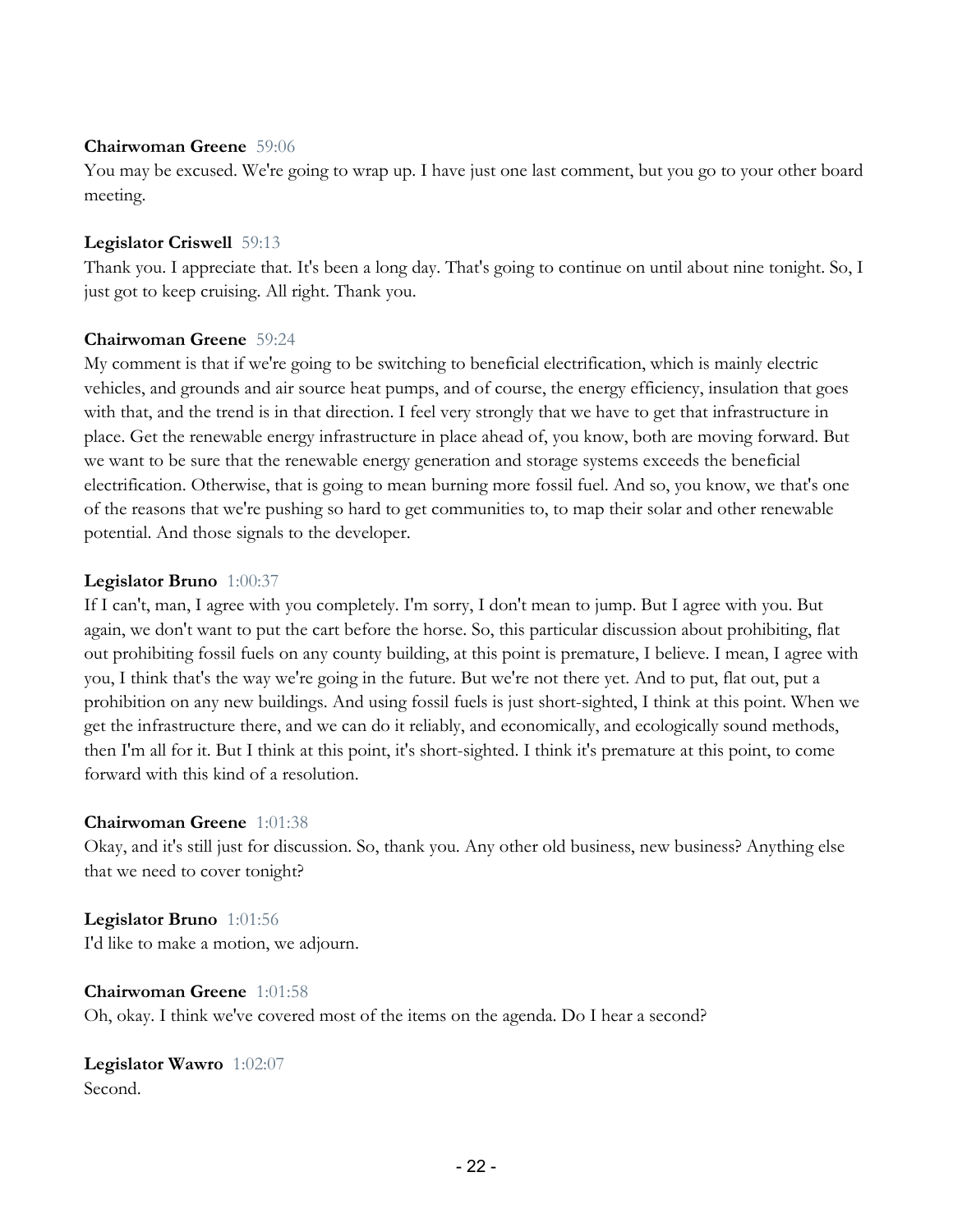**Chairwoman Greene** 59:06
You may be excused. We're going to wrap up. I have just one last comment, but you go to your other board meeting.

**Legislator Criswell** 59:13
Thank you. I appreciate that. It's been a long day. That's going to continue on until about nine tonight. So, I just got to keep cruising. All right. Thank you.

**Chairwoman Greene** 59:24
My comment is that if we're going to be switching to beneficial electrification, which is mainly electric vehicles, and grounds and air source heat pumps, and of course, the energy efficiency, insulation that goes with that, and the trend is in that direction. I feel very strongly that we have to get that infrastructure in place. Get the renewable energy infrastructure in place ahead of, you know, both are moving forward. But we want to be sure that the renewable energy generation and storage systems exceeds the beneficial electrification. Otherwise, that is going to mean burning more fossil fuel. And so, you know, we that's one of the reasons that we're pushing so hard to get communities to, to map their solar and other renewable potential. And those signals to the developer.

**Legislator Bruno** 1:00:37
If I can't, man, I agree with you completely. I'm sorry, I don't mean to jump. But I agree with you. But again, we don't want to put the cart before the horse. So, this particular discussion about prohibiting, flat out prohibiting fossil fuels on any county building, at this point is premature, I believe. I mean, I agree with you, I think that's the way we're going in the future. But we're not there yet. And to put, flat out, put a prohibition on any new buildings. And using fossil fuels is just short-sighted, I think at this point. When we get the infrastructure there, and we can do it reliably, and economically, and ecologically sound methods, then I'm all for it. But I think at this point, it's short-sighted. I think it's premature at this point, to come forward with this kind of a resolution.

**Chairwoman Greene** 1:01:38
Okay, and it's still just for discussion. So, thank you. Any other old business, new business? Anything else that we need to cover tonight?

**Legislator Bruno** 1:01:56
I'd like to make a motion, we adjourn.

**Chairwoman Greene** 1:01:58
Oh, okay. I think we've covered most of the items on the agenda. Do I hear a second?

**Legislator Wawro** 1:02:07
Second.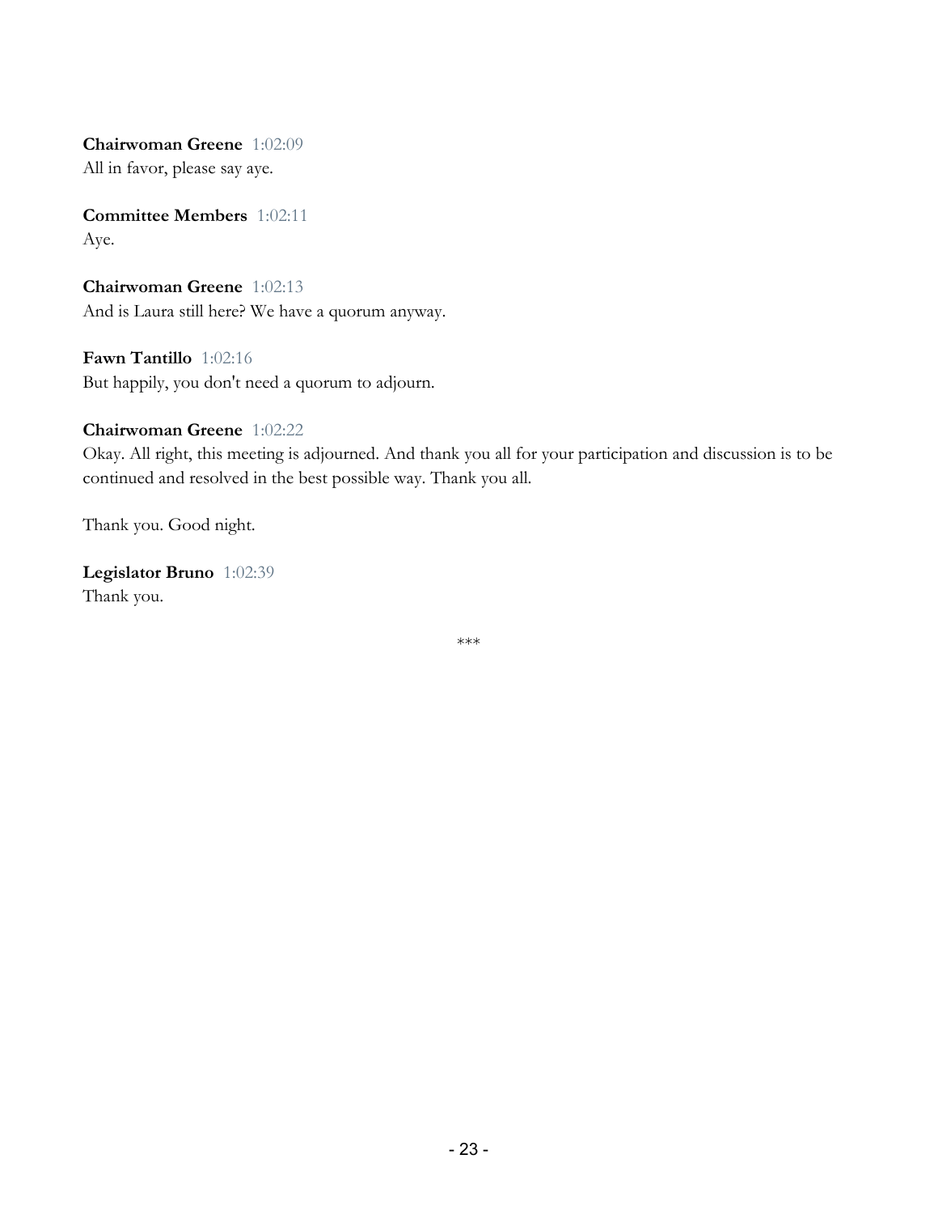**Chairwoman Greene** 1:02:09
All in favor, please say aye.

**Committee Members** 1:02:11
Aye.

**Chairwoman Greene** 1:02:13
And is Laura still here? We have a quorum anyway.

**Fawn Tantillo** 1:02:16
But happily, you don't need a quorum to adjourn.

**Chairwoman Greene** 1:02:22
Okay. All right, this meeting is adjourned. And thank you all for your participation and discussion is to be continued and resolved in the best possible way. Thank you all.

Thank you. Good night.

**Legislator Bruno** 1:02:39
Thank you.

***